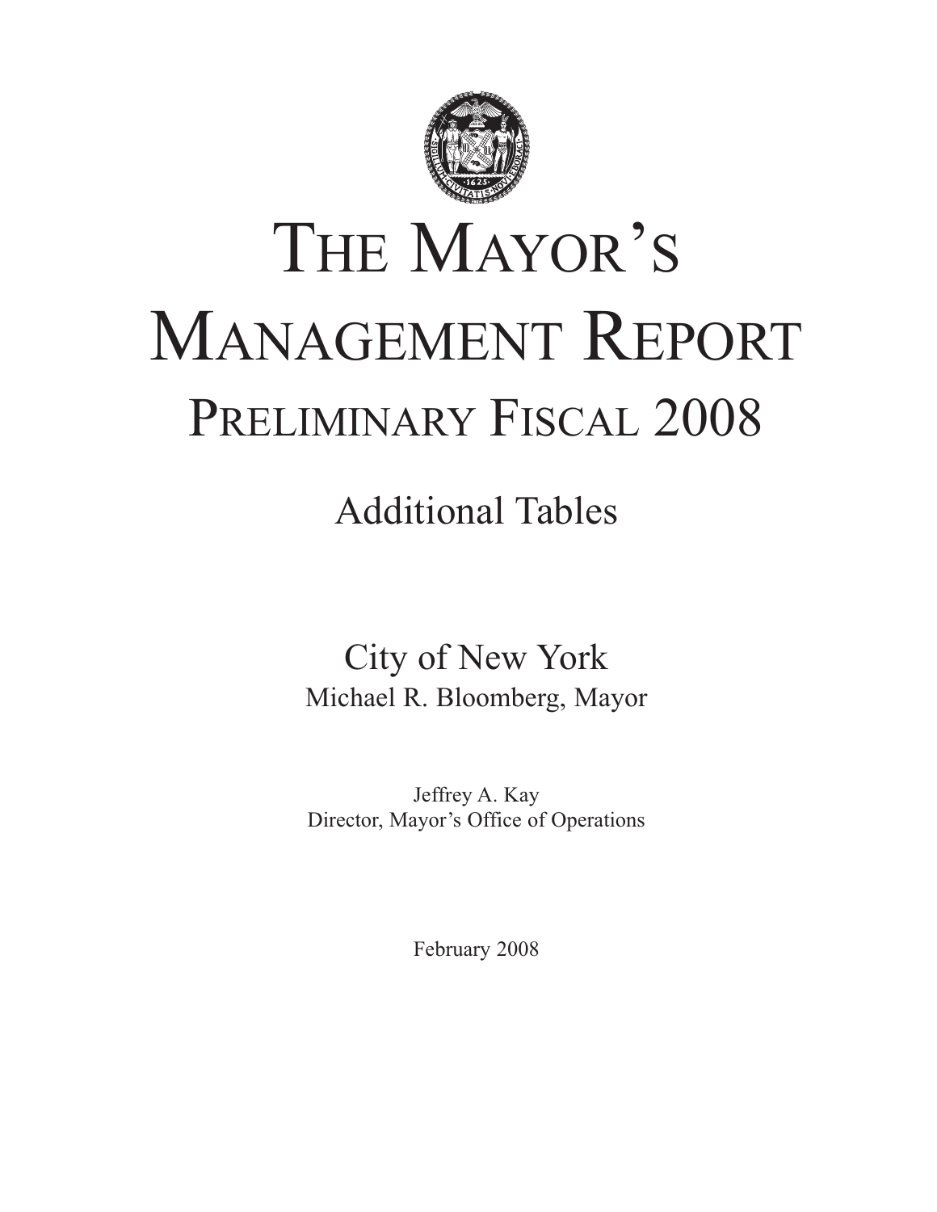# The Mayor's Management Report

## Preliminary Fiscal 2008

Additional Tables

City of New York
Michael R. Bloomberg, Mayor

Jeffrey A. Kay
Director, Mayor's Office of Operations

February 2008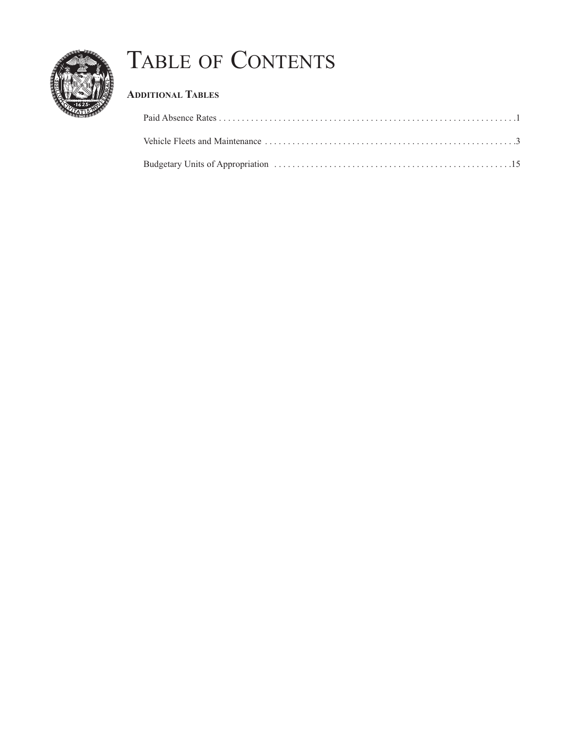# Table of Contents

## Additional Tables

- Paid Absence Rates . . . . . . . . . . . . . . . . . . . . . . . . . . . . . . . . . . . . . . . . . . . . . . . . . . . . . . . . . . . . . . . . .1
- Vehicle Fleets and Maintenance . . . . . . . . . . . . . . . . . . . . . . . . . . . . . . . . . . . . . . . . . . . . . . . . . . . . . . .3
- Budgetary Units of Appropriation . . . . . . . . . . . . . . . . . . . . . . . . . . . . . . . . . . . . . . . . . . . . . . . . . . . .15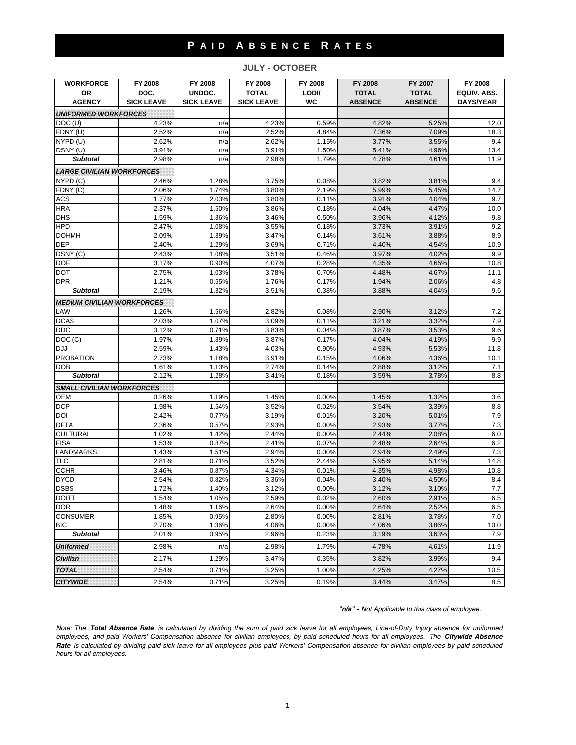# PAID ABSENCE RATES

## JULY - OCTOBER

| WORKFORCE OR AGENCY | FY 2008 DOC. SICK LEAVE | FY 2008 UNDOC. SICK LEAVE | FY 2008 TOTAL SICK LEAVE | FY 2008 LODI/ WC | FY 2008 TOTAL ABSENCE | FY 2007 TOTAL ABSENCE | FY 2008 EQUIV. ABS. DAYS/YEAR |
|---|---|---|---|---|---|---|---|
| ***UNIFORMED WORKFORCES*** | | | | | | | |
| DOC (U) | 4.23% | n/a | 4.23% | 0.59% | 4.82% | 5.25% | 12.0 |
| FDNY (U) | 2.52% | n/a | 2.52% | 4.84% | 7.36% | 7.09% | 18.3 |
| NYPD (U) | 2.62% | n/a | 2.62% | 1.15% | 3.77% | 3.55% | 9.4 |
| DSNY (U) | 3.91% | n/a | 3.91% | 1.50% | 5.41% | 4.96% | 13.4 |
| ***Subtotal*** | 2.98% | n/a | 2.98% | 1.79% | 4.78% | 4.61% | 11.9 |
| ***LARGE CIVILIAN WORKFORCES*** | | | | | | | |
| NYPD (C) | 2.46% | 1.28% | 3.75% | 0.08% | 3.82% | 3.81% | 9.4 |
| FDNY (C) | 2.06% | 1.74% | 3.80% | 2.19% | 5.99% | 5.45% | 14.7 |
| ACS | 1.77% | 2.03% | 3.80% | 0.11% | 3.91% | 4.04% | 9.7 |
| HRA | 2.37% | 1.50% | 3.86% | 0.18% | 4.04% | 4.47% | 10.0 |
| DHS | 1.59% | 1.86% | 3.46% | 0.50% | 3.96% | 4.12% | 9.8 |
| HPD | 2.47% | 1.08% | 3.55% | 0.18% | 3.73% | 3.91% | 9.2 |
| DOHMH | 2.09% | 1.39% | 3.47% | 0.14% | 3.61% | 3.88% | 8.9 |
| DEP | 2.40% | 1.29% | 3.69% | 0.71% | 4.40% | 4.54% | 10.9 |
| DSNY (C) | 2.43% | 1.08% | 3.51% | 0.46% | 3.97% | 4.02% | 9.9 |
| DOF | 3.17% | 0.90% | 4.07% | 0.28% | 4.35% | 4.65% | 10.8 |
| DOT | 2.75% | 1.03% | 3.78% | 0.70% | 4.48% | 4.67% | 11.1 |
| DPR | 1.21% | 0.55% | 1.76% | 0.17% | 1.94% | 2.06% | 4.8 |
| ***Subtotal*** | 2.19% | 1.32% | 3.51% | 0.38% | 3.88% | 4.04% | 9.6 |
| ***MEDIUM CIVILIAN WORKFORCES*** | | | | | | | |
| LAW | 1.26% | 1.56% | 2.82% | 0.08% | 2.90% | 3.12% | 7.2 |
| DCAS | 2.03% | 1.07% | 3.09% | 0.11% | 3.21% | 3.32% | 7.9 |
| DDC | 3.12% | 0.71% | 3.83% | 0.04% | 3.87% | 3.53% | 9.6 |
| DOC (C) | 1.97% | 1.89% | 3.87% | 0.17% | 4.04% | 4.19% | 9.9 |
| DJJ | 2.59% | 1.43% | 4.03% | 0.90% | 4.93% | 5.53% | 11.8 |
| PROBATION | 2.73% | 1.18% | 3.91% | 0.15% | 4.06% | 4.36% | 10.1 |
| DOB | 1.61% | 1.13% | 2.74% | 0.14% | 2.88% | 3.12% | 7.1 |
| ***Subtotal*** | 2.12% | 1.28% | 3.41% | 0.18% | 3.59% | 3.78% | 8.8 |
| ***SMALL CIVILIAN WORKFORCES*** | | | | | | | |
| OEM | 0.26% | 1.19% | 1.45% | 0.00% | 1.45% | 1.32% | 3.6 |
| DCP | 1.98% | 1.54% | 3.52% | 0.02% | 3.54% | 3.39% | 8.8 |
| DOI | 2.42% | 0.77% | 3.19% | 0.01% | 3.20% | 5.01% | 7.9 |
| DFTA | 2.36% | 0.57% | 2.93% | 0.00% | 2.93% | 3.77% | 7.3 |
| CULTURAL | 1.02% | 1.42% | 2.44% | 0.00% | 2.44% | 2.08% | 6.0 |
| FISA | 1.53% | 0.87% | 2.41% | 0.07% | 2.48% | 2.64% | 6.2 |
| LANDMARKS | 1.43% | 1.51% | 2.94% | 0.00% | 2.94% | 2.49% | 7.3 |
| TLC | 2.81% | 0.71% | 3.52% | 2.44% | 5.95% | 5.14% | 14.8 |
| CCHR | 3.46% | 0.87% | 4.34% | 0.01% | 4.35% | 4.98% | 10.8 |
| DYCD | 2.54% | 0.82% | 3.36% | 0.04% | 3.40% | 4.50% | 8.4 |
| DSBS | 1.72% | 1.40% | 3.12% | 0.00% | 3.12% | 3.10% | 7.7 |
| DOITT | 1.54% | 1.05% | 2.59% | 0.02% | 2.60% | 2.91% | 6.5 |
| DOR | 1.48% | 1.16% | 2.64% | 0.00% | 2.64% | 2.52% | 6.5 |
| CONSUMER | 1.85% | 0.95% | 2.80% | 0.00% | 2.81% | 3.78% | 7.0 |
| BIC | 2.70% | 1.36% | 4.06% | 0.00% | 4.06% | 3.86% | 10.0 |
| ***Subtotal*** | 2.01% | 0.95% | 2.96% | 0.23% | 3.19% | 3.63% | 7.9 |
| ***Uniformed*** | 2.98% | n/a | 2.98% | 1.79% | 4.78% | 4.61% | 11.9 |
| ***Civilian*** | 2.17% | 1.29% | 3.47% | 0.35% | 3.82% | 3.99% | 9.4 |
| ***TOTAL*** | 2.54% | 0.71% | 3.25% | 1.00% | 4.25% | 4.27% | 10.5 |
| ***CITYWIDE*** | 2.54% | 0.71% | 3.25% | 0.19% | 3.44% | 3.47% | 8.5 |

***"n/a" -*** *Not Applicable to this class of employee.*

*Note: The **Total Absence Rate** is calculated by dividing the sum of paid sick leave for all employees, Line-of-Duty Injury absence for uniformed employees, and paid Workers' Compensation absence for civilian employees, by paid scheduled hours for all employees. The **Citywide Absence Rate** is calculated by dividing paid sick leave for all employees plus paid Workers' Compensation absence for civilian employees by paid scheduled hours for all employees.*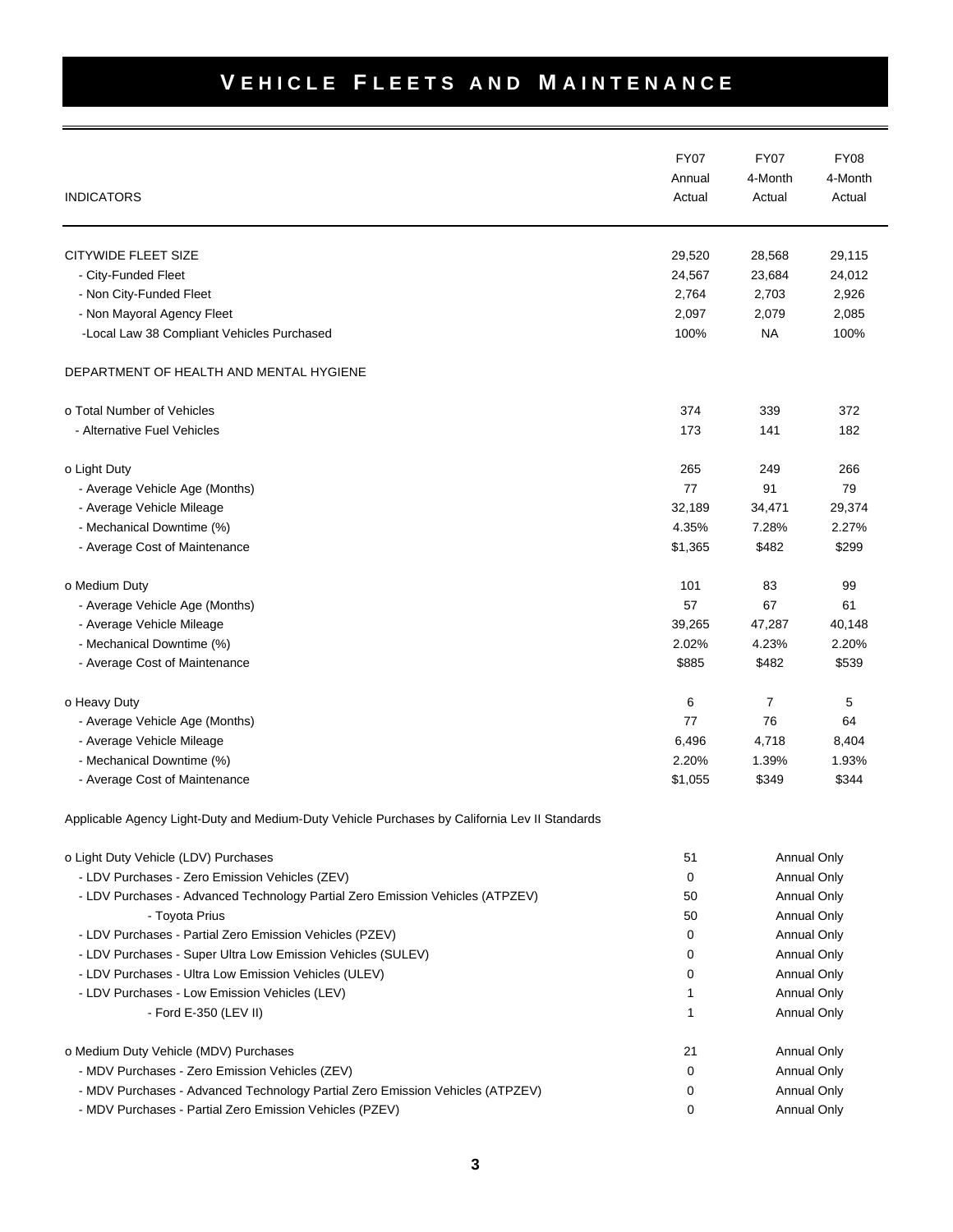# VEHICLE FLEETS AND MAINTENANCE

| INDICATORS | FY07 Annual Actual | FY07 4-Month Actual | FY08 4-Month Actual |
|---|---|---|---|
| CITYWIDE FLEET SIZE | 29,520 | 28,568 | 29,115 |
| - City-Funded Fleet | 24,567 | 23,684 | 24,012 |
| - Non City-Funded Fleet | 2,764 | 2,703 | 2,926 |
| - Non Mayoral Agency Fleet | 2,097 | 2,079 | 2,085 |
| -Local Law 38 Compliant Vehicles Purchased | 100% | NA | 100% |
| DEPARTMENT OF HEALTH AND MENTAL HYGIENE | | | |
| o Total Number of Vehicles | 374 | 339 | 372 |
| - Alternative Fuel Vehicles | 173 | 141 | 182 |
| o Light Duty | 265 | 249 | 266 |
| - Average Vehicle Age (Months) | 77 | 91 | 79 |
| - Average Vehicle Mileage | 32,189 | 34,471 | 29,374 |
| - Mechanical Downtime (%) | 4.35% | 7.28% | 2.27% |
| - Average Cost of Maintenance | $1,365 | $482 | $299 |
| o Medium Duty | 101 | 83 | 99 |
| - Average Vehicle Age (Months) | 57 | 67 | 61 |
| - Average Vehicle Mileage | 39,265 | 47,287 | 40,148 |
| - Mechanical Downtime (%) | 2.02% | 4.23% | 2.20% |
| - Average Cost of Maintenance | $885 | $482 | $539 |
| o Heavy Duty | 6 | 7 | 5 |
| - Average Vehicle Age (Months) | 77 | 76 | 64 |
| - Average Vehicle Mileage | 6,496 | 4,718 | 8,404 |
| - Mechanical Downtime (%) | 2.20% | 1.39% | 1.93% |
| - Average Cost of Maintenance | $1,055 | $349 | $344 |
| Applicable Agency Light-Duty and Medium-Duty Vehicle Purchases by California Lev II Standards | | | |
| o Light Duty Vehicle (LDV) Purchases | 51 | Annual Only | |
| - LDV Purchases - Zero Emission Vehicles (ZEV) | 0 | Annual Only | |
| - LDV Purchases - Advanced Technology Partial Zero Emission Vehicles (ATPZEV) | 50 | Annual Only | |
| - Toyota Prius | 50 | Annual Only | |
| - LDV Purchases - Partial Zero Emission Vehicles (PZEV) | 0 | Annual Only | |
| - LDV Purchases - Super Ultra Low Emission Vehicles (SULEV) | 0 | Annual Only | |
| - LDV Purchases - Ultra Low Emission Vehicles (ULEV) | 0 | Annual Only | |
| - LDV Purchases - Low Emission Vehicles (LEV) | 1 | Annual Only | |
| - Ford E-350 (LEV II) | 1 | Annual Only | |
| o Medium Duty Vehicle (MDV) Purchases | 21 | Annual Only | |
| - MDV Purchases - Zero Emission Vehicles (ZEV) | 0 | Annual Only | |
| - MDV Purchases - Advanced Technology Partial Zero Emission Vehicles (ATPZEV) | 0 | Annual Only | |
| - MDV Purchases - Partial Zero Emission Vehicles (PZEV) | 0 | Annual Only | |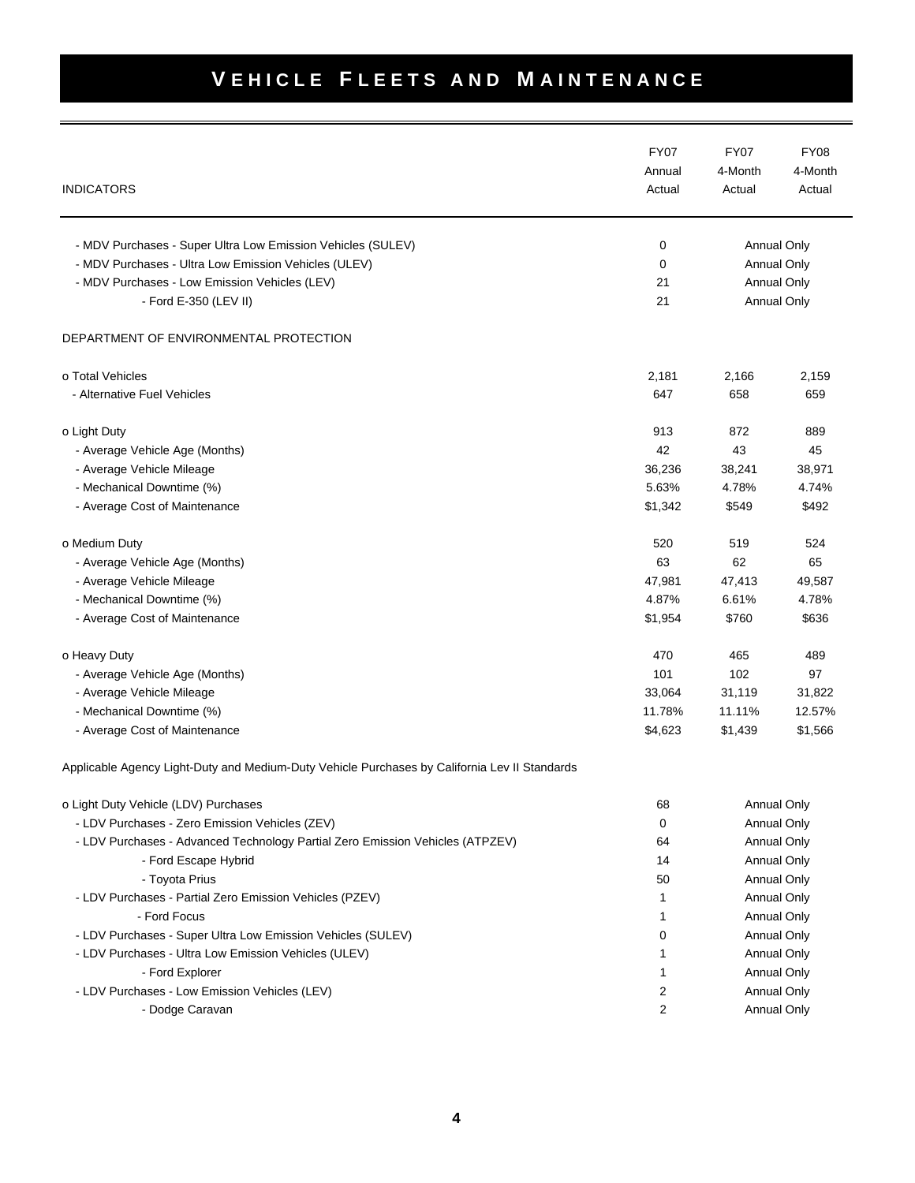# VEHICLE FLEETS AND MAINTENANCE

| INDICATORS | FY07 Annual Actual | FY07 4-Month Actual | FY08 4-Month Actual |
|---|---|---|---|
| - MDV Purchases - Super Ultra Low Emission Vehicles (SULEV) | 0 | Annual Only | |
| - MDV Purchases - Ultra Low Emission Vehicles (ULEV) | 0 | Annual Only | |
| - MDV Purchases - Low Emission Vehicles (LEV) | 21 | Annual Only | |
| - Ford E-350 (LEV II) | 21 | Annual Only | |
| DEPARTMENT OF ENVIRONMENTAL PROTECTION | | | |
| o Total Vehicles | 2,181 | 2,166 | 2,159 |
| - Alternative Fuel Vehicles | 647 | 658 | 659 |
| o Light Duty | 913 | 872 | 889 |
| - Average Vehicle Age (Months) | 42 | 43 | 45 |
| - Average Vehicle Mileage | 36,236 | 38,241 | 38,971 |
| - Mechanical Downtime (%) | 5.63% | 4.78% | 4.74% |
| - Average Cost of Maintenance | $1,342 | $549 | $492 |
| o Medium Duty | 520 | 519 | 524 |
| - Average Vehicle Age (Months) | 63 | 62 | 65 |
| - Average Vehicle Mileage | 47,981 | 47,413 | 49,587 |
| - Mechanical Downtime (%) | 4.87% | 6.61% | 4.78% |
| - Average Cost of Maintenance | $1,954 | $760 | $636 |
| o Heavy Duty | 470 | 465 | 489 |
| - Average Vehicle Age (Months) | 101 | 102 | 97 |
| - Average Vehicle Mileage | 33,064 | 31,119 | 31,822 |
| - Mechanical Downtime (%) | 11.78% | 11.11% | 12.57% |
| - Average Cost of Maintenance | $4,623 | $1,439 | $1,566 |
| Applicable Agency Light-Duty and Medium-Duty Vehicle Purchases by California Lev II Standards | | | |
| o Light Duty Vehicle (LDV) Purchases | 68 | Annual Only | |
| - LDV Purchases - Zero Emission Vehicles (ZEV) | 0 | Annual Only | |
| - LDV Purchases - Advanced Technology Partial Zero Emission Vehicles (ATPZEV) | 64 | Annual Only | |
| - Ford Escape Hybrid | 14 | Annual Only | |
| - Toyota Prius | 50 | Annual Only | |
| - LDV Purchases - Partial Zero Emission Vehicles (PZEV) | 1 | Annual Only | |
| - Ford Focus | 1 | Annual Only | |
| - LDV Purchases - Super Ultra Low Emission Vehicles (SULEV) | 0 | Annual Only | |
| - LDV Purchases - Ultra Low Emission Vehicles (ULEV) | 1 | Annual Only | |
| - Ford Explorer | 1 | Annual Only | |
| - LDV Purchases - Low Emission Vehicles (LEV) | 2 | Annual Only | |
| - Dodge Caravan | 2 | Annual Only | |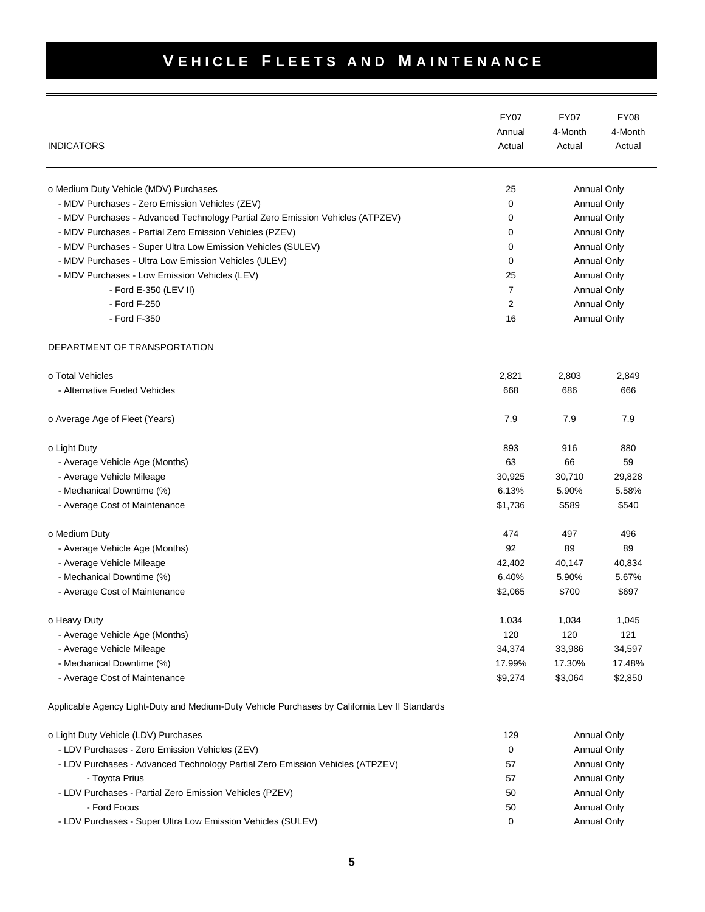# VEHICLE FLEETS AND MAINTENANCE

| INDICATORS | FY07 Annual Actual | FY07 4-Month Actual | FY08 4-Month Actual |
|---|---|---|---|
| o Medium Duty Vehicle (MDV) Purchases | 25 | Annual Only | |
| - MDV Purchases - Zero Emission Vehicles (ZEV) | 0 | Annual Only | |
| - MDV Purchases - Advanced Technology Partial Zero Emission Vehicles (ATPZEV) | 0 | Annual Only | |
| - MDV Purchases - Partial Zero Emission Vehicles (PZEV) | 0 | Annual Only | |
| - MDV Purchases - Super Ultra Low Emission Vehicles (SULEV) | 0 | Annual Only | |
| - MDV Purchases - Ultra Low Emission Vehicles (ULEV) | 0 | Annual Only | |
| - MDV Purchases - Low Emission Vehicles (LEV) | 25 | Annual Only | |
| - Ford E-350 (LEV II) | 7 | Annual Only | |
| - Ford F-250 | 2 | Annual Only | |
| - Ford F-350 | 16 | Annual Only | |
| DEPARTMENT OF TRANSPORTATION | | | |
| o Total Vehicles | 2,821 | 2,803 | 2,849 |
| - Alternative Fueled Vehicles | 668 | 686 | 666 |
| o Average Age of Fleet (Years) | 7.9 | 7.9 | 7.9 |
| o Light Duty | 893 | 916 | 880 |
| - Average Vehicle Age (Months) | 63 | 66 | 59 |
| - Average Vehicle Mileage | 30,925 | 30,710 | 29,828 |
| - Mechanical Downtime (%) | 6.13% | 5.90% | 5.58% |
| - Average Cost of Maintenance | $1,736 | $589 | $540 |
| o Medium Duty | 474 | 497 | 496 |
| - Average Vehicle Age (Months) | 92 | 89 | 89 |
| - Average Vehicle Mileage | 42,402 | 40,147 | 40,834 |
| - Mechanical Downtime (%) | 6.40% | 5.90% | 5.67% |
| - Average Cost of Maintenance | $2,065 | $700 | $697 |
| o Heavy Duty | 1,034 | 1,034 | 1,045 |
| - Average Vehicle Age (Months) | 120 | 120 | 121 |
| - Average Vehicle Mileage | 34,374 | 33,986 | 34,597 |
| - Mechanical Downtime (%) | 17.99% | 17.30% | 17.48% |
| - Average Cost of Maintenance | $9,274 | $3,064 | $2,850 |
| Applicable Agency Light-Duty and Medium-Duty Vehicle Purchases by California Lev II Standards | | | |
| o Light Duty Vehicle (LDV) Purchases | 129 | Annual Only | |
| - LDV Purchases - Zero Emission Vehicles (ZEV) | 0 | Annual Only | |
| - LDV Purchases - Advanced Technology Partial Zero Emission Vehicles (ATPZEV) | 57 | Annual Only | |
| - Toyota Prius | 57 | Annual Only | |
| - LDV Purchases - Partial Zero Emission Vehicles (PZEV) | 50 | Annual Only | |
| - Ford Focus | 50 | Annual Only | |
| - LDV Purchases - Super Ultra Low Emission Vehicles (SULEV) | 0 | Annual Only | |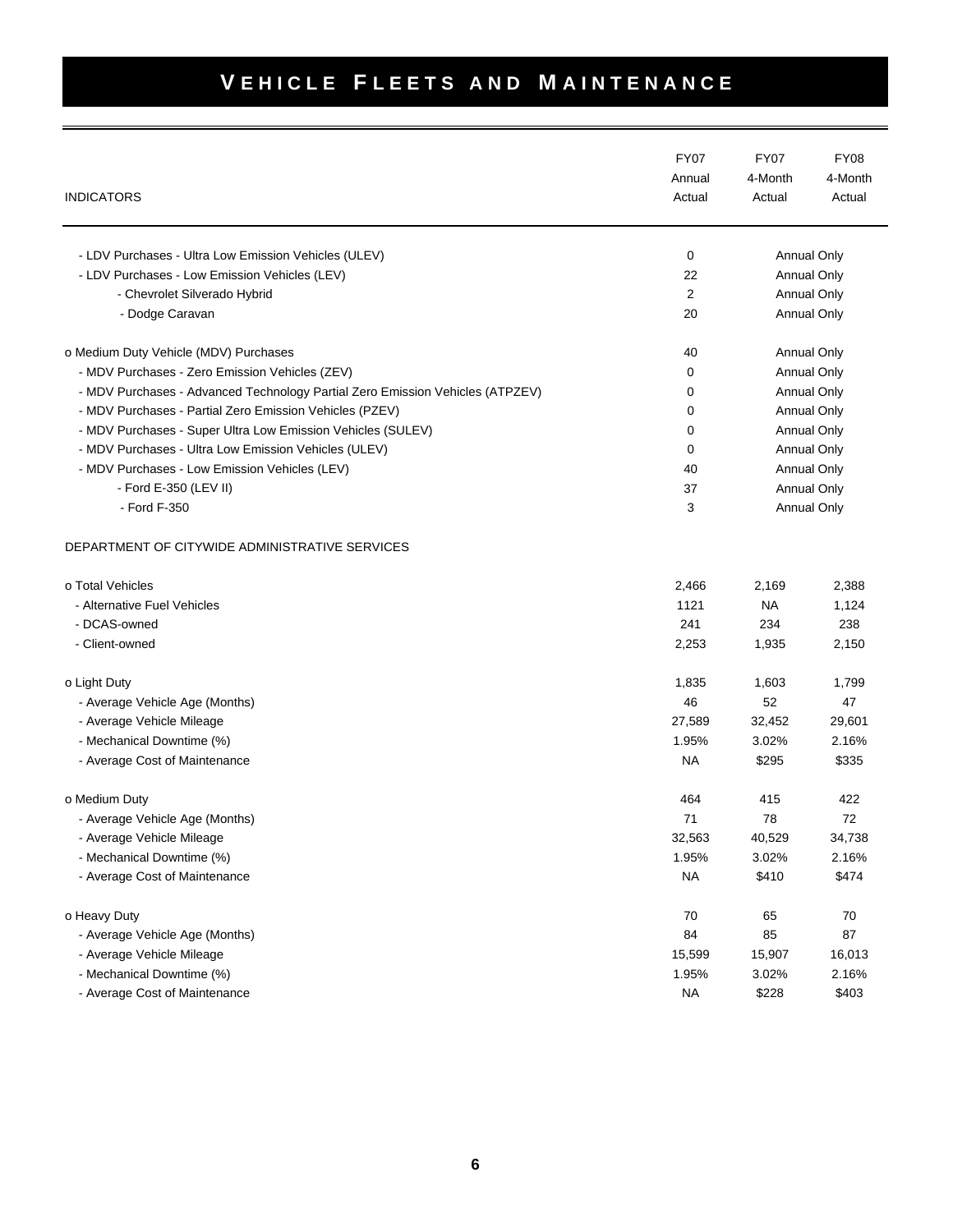# VEHICLE FLEETS AND MAINTENANCE

| INDICATORS | FY07 Annual Actual | FY07 4-Month Actual | FY08 4-Month Actual |
|---|---|---|---|
| - LDV Purchases - Ultra Low Emission Vehicles (ULEV) | 0 | Annual Only | |
| - LDV Purchases - Low Emission Vehicles (LEV) | 22 | Annual Only | |
| - Chevrolet Silverado Hybrid | 2 | Annual Only | |
| - Dodge Caravan | 20 | Annual Only | |
| o Medium Duty Vehicle (MDV) Purchases | 40 | Annual Only | |
| - MDV Purchases - Zero Emission Vehicles (ZEV) | 0 | Annual Only | |
| - MDV Purchases - Advanced Technology Partial Zero Emission Vehicles (ATPZEV) | 0 | Annual Only | |
| - MDV Purchases - Partial Zero Emission Vehicles (PZEV) | 0 | Annual Only | |
| - MDV Purchases - Super Ultra Low Emission Vehicles (SULEV) | 0 | Annual Only | |
| - MDV Purchases - Ultra Low Emission Vehicles (ULEV) | 0 | Annual Only | |
| - MDV Purchases - Low Emission Vehicles (LEV) | 40 | Annual Only | |
| - Ford E-350 (LEV II) | 37 | Annual Only | |
| - Ford F-350 | 3 | Annual Only | |
| DEPARTMENT OF CITYWIDE ADMINISTRATIVE SERVICES | | | |
| o Total Vehicles | 2,466 | 2,169 | 2,388 |
| - Alternative Fuel Vehicles | 1121 | NA | 1,124 |
| - DCAS-owned | 241 | 234 | 238 |
| - Client-owned | 2,253 | 1,935 | 2,150 |
| o Light Duty | 1,835 | 1,603 | 1,799 |
| - Average Vehicle Age (Months) | 46 | 52 | 47 |
| - Average Vehicle Mileage | 27,589 | 32,452 | 29,601 |
| - Mechanical Downtime (%) | 1.95% | 3.02% | 2.16% |
| - Average Cost of Maintenance | NA | $295 | $335 |
| o Medium Duty | 464 | 415 | 422 |
| - Average Vehicle Age (Months) | 71 | 78 | 72 |
| - Average Vehicle Mileage | 32,563 | 40,529 | 34,738 |
| - Mechanical Downtime (%) | 1.95% | 3.02% | 2.16% |
| - Average Cost of Maintenance | NA | $410 | $474 |
| o Heavy Duty | 70 | 65 | 70 |
| - Average Vehicle Age (Months) | 84 | 85 | 87 |
| - Average Vehicle Mileage | 15,599 | 15,907 | 16,013 |
| - Mechanical Downtime (%) | 1.95% | 3.02% | 2.16% |
| - Average Cost of Maintenance | NA | $228 | $403 |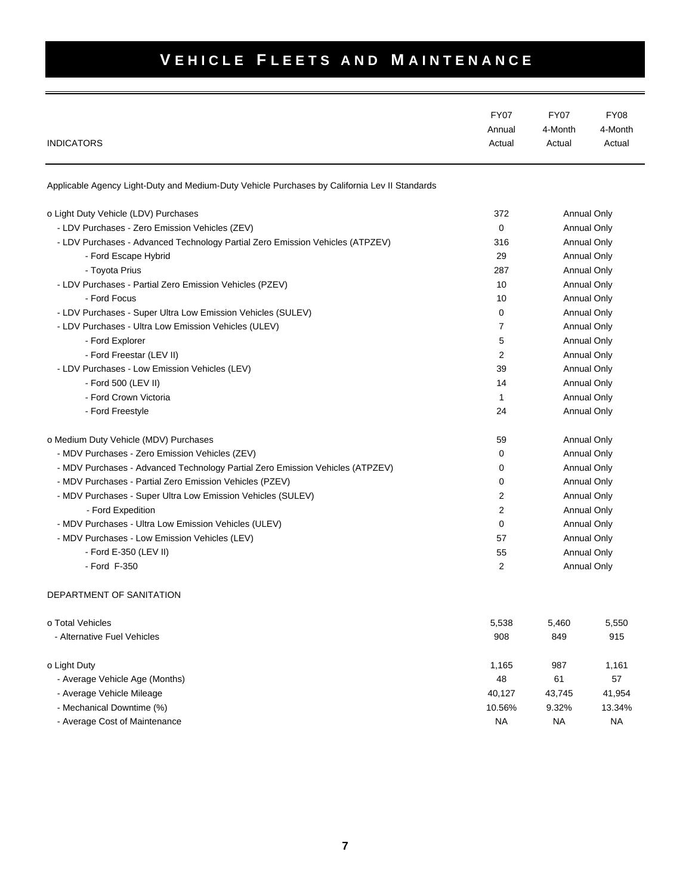# VEHICLE FLEETS AND MAINTENANCE

| INDICATORS | FY07 Annual Actual | FY07 4-Month Actual | FY08 4-Month Actual |
|---|---|---|---|
| Applicable Agency Light-Duty and Medium-Duty Vehicle Purchases by California Lev II Standards | | | |
| o Light Duty Vehicle (LDV) Purchases | 372 | Annual Only | |
| - LDV Purchases - Zero Emission Vehicles (ZEV) | 0 | Annual Only | |
| - LDV Purchases - Advanced Technology Partial Zero Emission Vehicles (ATPZEV) | 316 | Annual Only | |
| - Ford Escape Hybrid | 29 | Annual Only | |
| - Toyota Prius | 287 | Annual Only | |
| - LDV Purchases - Partial Zero Emission Vehicles (PZEV) | 10 | Annual Only | |
| - Ford Focus | 10 | Annual Only | |
| - LDV Purchases - Super Ultra Low Emission Vehicles (SULEV) | 0 | Annual Only | |
| - LDV Purchases - Ultra Low Emission Vehicles (ULEV) | 7 | Annual Only | |
| - Ford Explorer | 5 | Annual Only | |
| - Ford Freestar (LEV II) | 2 | Annual Only | |
| - LDV Purchases - Low Emission Vehicles (LEV) | 39 | Annual Only | |
| - Ford 500 (LEV II) | 14 | Annual Only | |
| - Ford Crown Victoria | 1 | Annual Only | |
| - Ford Freestyle | 24 | Annual Only | |
| o Medium Duty Vehicle (MDV) Purchases | 59 | Annual Only | |
| - MDV Purchases - Zero Emission Vehicles (ZEV) | 0 | Annual Only | |
| - MDV Purchases - Advanced Technology Partial Zero Emission Vehicles (ATPZEV) | 0 | Annual Only | |
| - MDV Purchases - Partial Zero Emission Vehicles (PZEV) | 0 | Annual Only | |
| - MDV Purchases - Super Ultra Low Emission Vehicles (SULEV) | 2 | Annual Only | |
| - Ford Expedition | 2 | Annual Only | |
| - MDV Purchases - Ultra Low Emission Vehicles (ULEV) | 0 | Annual Only | |
| - MDV Purchases - Low Emission Vehicles (LEV) | 57 | Annual Only | |
| - Ford E-350 (LEV II) | 55 | Annual Only | |
| - Ford F-350 | 2 | Annual Only | |
| DEPARTMENT OF SANITATION | | | |
| o Total Vehicles | 5,538 | 5,460 | 5,550 |
| - Alternative Fuel Vehicles | 908 | 849 | 915 |
| o Light Duty | 1,165 | 987 | 1,161 |
| - Average Vehicle Age (Months) | 48 | 61 | 57 |
| - Average Vehicle Mileage | 40,127 | 43,745 | 41,954 |
| - Mechanical Downtime (%) | 10.56% | 9.32% | 13.34% |
| - Average Cost of Maintenance | NA | NA | NA |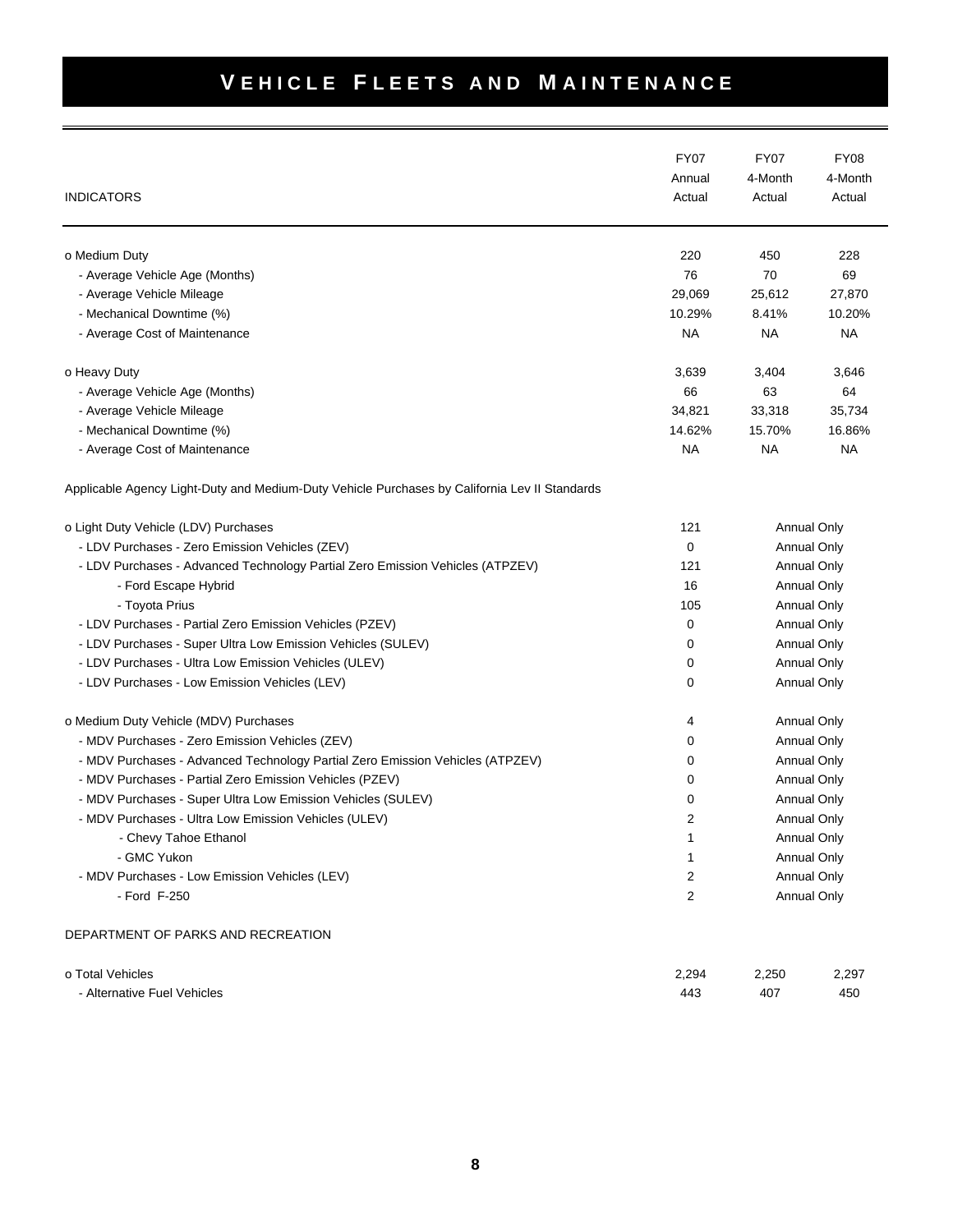# VEHICLE FLEETS AND MAINTENANCE

| INDICATORS | FY07 Annual Actual | FY07 4-Month Actual | FY08 4-Month Actual |
|---|---|---|---|
| o Medium Duty | 220 | 450 | 228 |
| - Average Vehicle Age (Months) | 76 | 70 | 69 |
| - Average Vehicle Mileage | 29,069 | 25,612 | 27,870 |
| - Mechanical Downtime (%) | 10.29% | 8.41% | 10.20% |
| - Average Cost of Maintenance | NA | NA | NA |
| o Heavy Duty | 3,639 | 3,404 | 3,646 |
| - Average Vehicle Age (Months) | 66 | 63 | 64 |
| - Average Vehicle Mileage | 34,821 | 33,318 | 35,734 |
| - Mechanical Downtime (%) | 14.62% | 15.70% | 16.86% |
| - Average Cost of Maintenance | NA | NA | NA |
| Applicable Agency Light-Duty and Medium-Duty Vehicle Purchases by California Lev II Standards | | | |
| o Light Duty Vehicle (LDV) Purchases | 121 | Annual Only | |
| - LDV Purchases - Zero Emission Vehicles (ZEV) | 0 | Annual Only | |
| - LDV Purchases - Advanced Technology Partial Zero Emission Vehicles (ATPZEV) | 121 | Annual Only | |
| - Ford Escape Hybrid | 16 | Annual Only | |
| - Toyota Prius | 105 | Annual Only | |
| - LDV Purchases - Partial Zero Emission Vehicles (PZEV) | 0 | Annual Only | |
| - LDV Purchases - Super Ultra Low Emission Vehicles (SULEV) | 0 | Annual Only | |
| - LDV Purchases - Ultra Low Emission Vehicles (ULEV) | 0 | Annual Only | |
| - LDV Purchases - Low Emission Vehicles (LEV) | 0 | Annual Only | |
| o Medium Duty Vehicle (MDV) Purchases | 4 | Annual Only | |
| - MDV Purchases - Zero Emission Vehicles (ZEV) | 0 | Annual Only | |
| - MDV Purchases - Advanced Technology Partial Zero Emission Vehicles (ATPZEV) | 0 | Annual Only | |
| - MDV Purchases - Partial Zero Emission Vehicles (PZEV) | 0 | Annual Only | |
| - MDV Purchases - Super Ultra Low Emission Vehicles (SULEV) | 0 | Annual Only | |
| - MDV Purchases - Ultra Low Emission Vehicles (ULEV) | 2 | Annual Only | |
| - Chevy Tahoe Ethanol | 1 | Annual Only | |
| - GMC Yukon | 1 | Annual Only | |
| - MDV Purchases - Low Emission Vehicles (LEV) | 2 | Annual Only | |
| - Ford F-250 | 2 | Annual Only | |
| DEPARTMENT OF PARKS AND RECREATION | | | |
| o Total Vehicles | 2,294 | 2,250 | 2,297 |
| - Alternative Fuel Vehicles | 443 | 407 | 450 |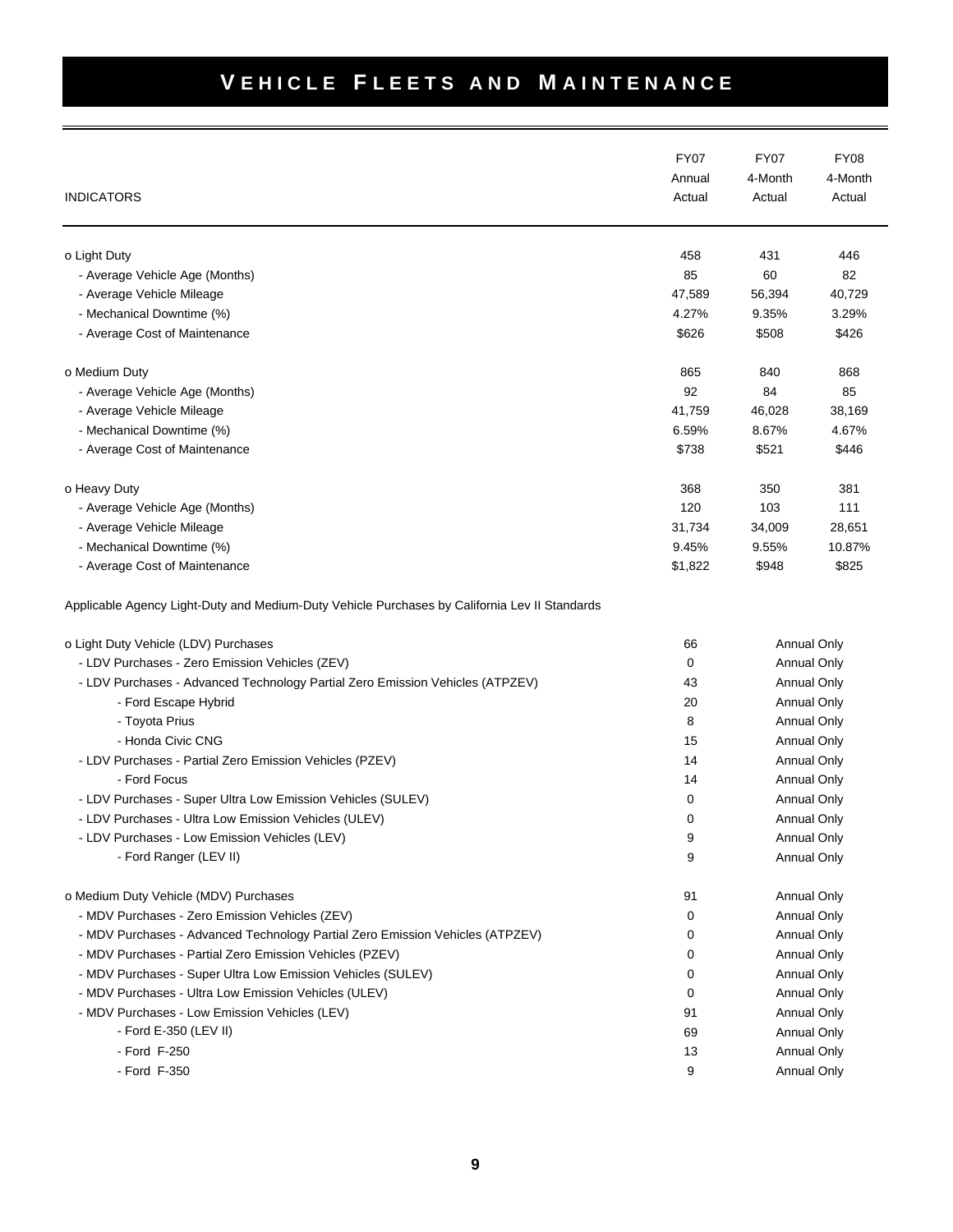# VEHICLE FLEETS AND MAINTENANCE

| INDICATORS | FY07 Annual Actual | FY07 4-Month Actual | FY08 4-Month Actual |
|---|---|---|---|
| o Light Duty | 458 | 431 | 446 |
| - Average Vehicle Age (Months) | 85 | 60 | 82 |
| - Average Vehicle Mileage | 47,589 | 56,394 | 40,729 |
| - Mechanical Downtime (%) | 4.27% | 9.35% | 3.29% |
| - Average Cost of Maintenance | $626 | $508 | $426 |
| o Medium Duty | 865 | 840 | 868 |
| - Average Vehicle Age (Months) | 92 | 84 | 85 |
| - Average Vehicle Mileage | 41,759 | 46,028 | 38,169 |
| - Mechanical Downtime (%) | 6.59% | 8.67% | 4.67% |
| - Average Cost of Maintenance | $738 | $521 | $446 |
| o Heavy Duty | 368 | 350 | 381 |
| - Average Vehicle Age (Months) | 120 | 103 | 111 |
| - Average Vehicle Mileage | 31,734 | 34,009 | 28,651 |
| - Mechanical Downtime (%) | 9.45% | 9.55% | 10.87% |
| - Average Cost of Maintenance | $1,822 | $948 | $825 |

Applicable Agency Light-Duty and Medium-Duty Vehicle Purchases by California Lev II Standards

| INDICATORS | FY07 Annual Actual | FY07 4-Month Actual | FY08 4-Month Actual |
|---|---|---|---|
| o Light Duty Vehicle (LDV) Purchases | 66 | Annual Only | |
| - LDV Purchases - Zero Emission Vehicles (ZEV) | 0 | Annual Only | |
| - LDV Purchases - Advanced Technology Partial Zero Emission Vehicles (ATPZEV) | 43 | Annual Only | |
| - Ford Escape Hybrid | 20 | Annual Only | |
| - Toyota Prius | 8 | Annual Only | |
| - Honda Civic CNG | 15 | Annual Only | |
| - LDV Purchases - Partial Zero Emission Vehicles (PZEV) | 14 | Annual Only | |
| - Ford Focus | 14 | Annual Only | |
| - LDV Purchases - Super Ultra Low Emission Vehicles (SULEV) | 0 | Annual Only | |
| - LDV Purchases - Ultra Low Emission Vehicles (ULEV) | 0 | Annual Only | |
| - LDV Purchases - Low Emission Vehicles (LEV) | 9 | Annual Only | |
| - Ford Ranger (LEV II) | 9 | Annual Only | |
| o Medium Duty Vehicle (MDV) Purchases | 91 | Annual Only | |
| - MDV Purchases - Zero Emission Vehicles (ZEV) | 0 | Annual Only | |
| - MDV Purchases - Advanced Technology Partial Zero Emission Vehicles (ATPZEV) | 0 | Annual Only | |
| - MDV Purchases - Partial Zero Emission Vehicles (PZEV) | 0 | Annual Only | |
| - MDV Purchases - Super Ultra Low Emission Vehicles (SULEV) | 0 | Annual Only | |
| - MDV Purchases - Ultra Low Emission Vehicles (ULEV) | 0 | Annual Only | |
| - MDV Purchases - Low Emission Vehicles (LEV) | 91 | Annual Only | |
| - Ford E-350 (LEV II) | 69 | Annual Only | |
| - Ford F-250 | 13 | Annual Only | |
| - Ford F-350 | 9 | Annual Only | |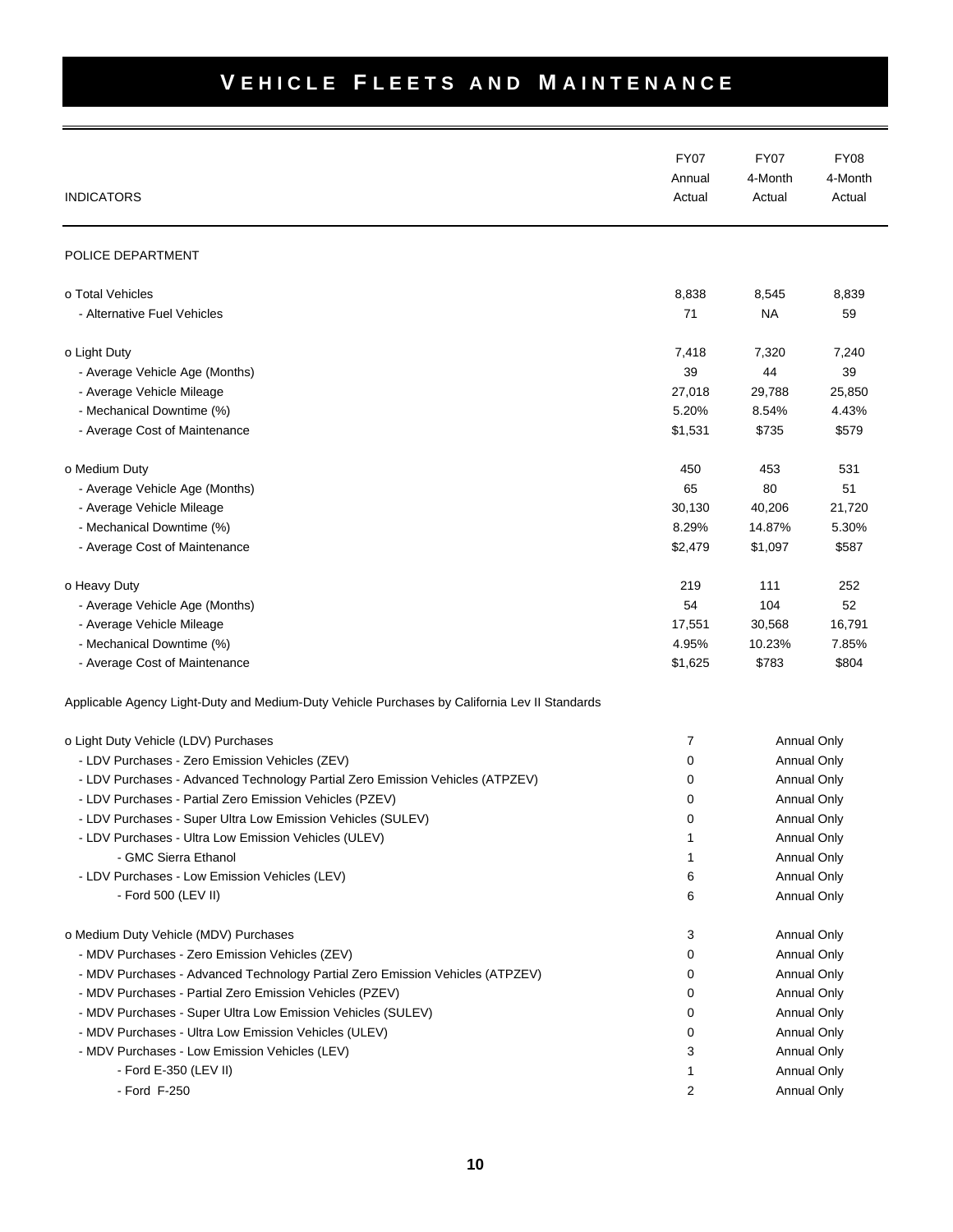# VEHICLE FLEETS AND MAINTENANCE

| INDICATORS | FY07 Annual Actual | FY07 4-Month Actual | FY08 4-Month Actual |
|---|---|---|---|
| POLICE DEPARTMENT | | | |
| o Total Vehicles | 8,838 | 8,545 | 8,839 |
| - Alternative Fuel Vehicles | 71 | NA | 59 |
| o Light Duty | 7,418 | 7,320 | 7,240 |
| - Average Vehicle Age (Months) | 39 | 44 | 39 |
| - Average Vehicle Mileage | 27,018 | 29,788 | 25,850 |
| - Mechanical Downtime (%) | 5.20% | 8.54% | 4.43% |
| - Average Cost of Maintenance | $1,531 | $735 | $579 |
| o Medium Duty | 450 | 453 | 531 |
| - Average Vehicle Age (Months) | 65 | 80 | 51 |
| - Average Vehicle Mileage | 30,130 | 40,206 | 21,720 |
| - Mechanical Downtime (%) | 8.29% | 14.87% | 5.30% |
| - Average Cost of Maintenance | $2,479 | $1,097 | $587 |
| o Heavy Duty | 219 | 111 | 252 |
| - Average Vehicle Age (Months) | 54 | 104 | 52 |
| - Average Vehicle Mileage | 17,551 | 30,568 | 16,791 |
| - Mechanical Downtime (%) | 4.95% | 10.23% | 7.85% |
| - Average Cost of Maintenance | $1,625 | $783 | $804 |
| Applicable Agency Light-Duty and Medium-Duty Vehicle Purchases by California Lev II Standards | | | |
| o Light Duty Vehicle (LDV) Purchases | 7 | Annual Only | |
| - LDV Purchases - Zero Emission Vehicles (ZEV) | 0 | Annual Only | |
| - LDV Purchases - Advanced Technology Partial Zero Emission Vehicles (ATPZEV) | 0 | Annual Only | |
| - LDV Purchases - Partial Zero Emission Vehicles (PZEV) | 0 | Annual Only | |
| - LDV Purchases - Super Ultra Low Emission Vehicles (SULEV) | 0 | Annual Only | |
| - LDV Purchases - Ultra Low Emission Vehicles (ULEV) | 1 | Annual Only | |
| - GMC Sierra Ethanol | 1 | Annual Only | |
| - LDV Purchases - Low Emission Vehicles (LEV) | 6 | Annual Only | |
| - Ford 500 (LEV II) | 6 | Annual Only | |
| o Medium Duty Vehicle (MDV) Purchases | 3 | Annual Only | |
| - MDV Purchases - Zero Emission Vehicles (ZEV) | 0 | Annual Only | |
| - MDV Purchases - Advanced Technology Partial Zero Emission Vehicles (ATPZEV) | 0 | Annual Only | |
| - MDV Purchases - Partial Zero Emission Vehicles (PZEV) | 0 | Annual Only | |
| - MDV Purchases - Super Ultra Low Emission Vehicles (SULEV) | 0 | Annual Only | |
| - MDV Purchases - Ultra Low Emission Vehicles (ULEV) | 0 | Annual Only | |
| - MDV Purchases - Low Emission Vehicles (LEV) | 3 | Annual Only | |
| - Ford E-350 (LEV II) | 1 | Annual Only | |
| - Ford F-250 | 2 | Annual Only | |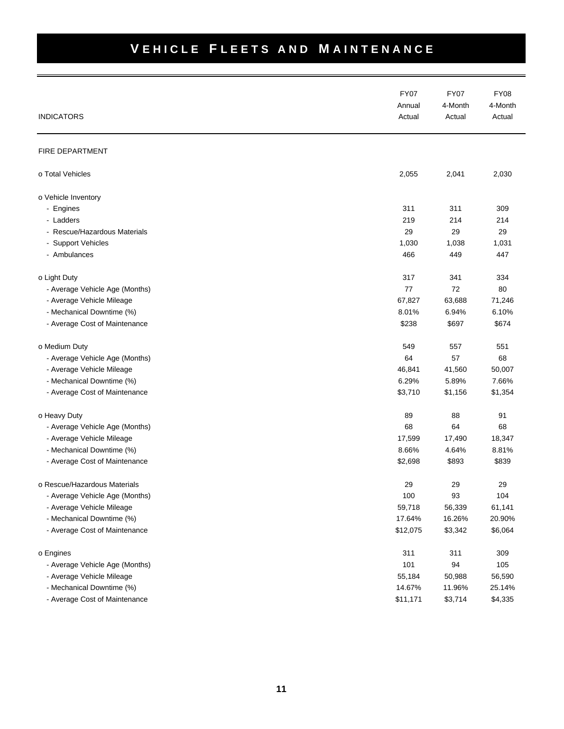# VEHICLE FLEETS AND MAINTENANCE

| INDICATORS | FY07 Annual Actual | FY07 4-Month Actual | FY08 4-Month Actual |
|---|---|---|---|
| FIRE DEPARTMENT | | | |
| o Total Vehicles | 2,055 | 2,041 | 2,030 |
| o Vehicle Inventory | | | |
| - Engines | 311 | 311 | 309 |
| - Ladders | 219 | 214 | 214 |
| - Rescue/Hazardous Materials | 29 | 29 | 29 |
| - Support Vehicles | 1,030 | 1,038 | 1,031 |
| - Ambulances | 466 | 449 | 447 |
| o Light Duty | 317 | 341 | 334 |
| - Average Vehicle Age (Months) | 77 | 72 | 80 |
| - Average Vehicle Mileage | 67,827 | 63,688 | 71,246 |
| - Mechanical Downtime (%) | 8.01% | 6.94% | 6.10% |
| - Average Cost of Maintenance | $238 | $697 | $674 |
| o Medium Duty | 549 | 557 | 551 |
| - Average Vehicle Age (Months) | 64 | 57 | 68 |
| - Average Vehicle Mileage | 46,841 | 41,560 | 50,007 |
| - Mechanical Downtime (%) | 6.29% | 5.89% | 7.66% |
| - Average Cost of Maintenance | $3,710 | $1,156 | $1,354 |
| o Heavy Duty | 89 | 88 | 91 |
| - Average Vehicle Age (Months) | 68 | 64 | 68 |
| - Average Vehicle Mileage | 17,599 | 17,490 | 18,347 |
| - Mechanical Downtime (%) | 8.66% | 4.64% | 8.81% |
| - Average Cost of Maintenance | $2,698 | $893 | $839 |
| o Rescue/Hazardous Materials | 29 | 29 | 29 |
| - Average Vehicle Age (Months) | 100 | 93 | 104 |
| - Average Vehicle Mileage | 59,718 | 56,339 | 61,141 |
| - Mechanical Downtime (%) | 17.64% | 16.26% | 20.90% |
| - Average Cost of Maintenance | $12,075 | $3,342 | $6,064 |
| o Engines | 311 | 311 | 309 |
| - Average Vehicle Age (Months) | 101 | 94 | 105 |
| - Average Vehicle Mileage | 55,184 | 50,988 | 56,590 |
| - Mechanical Downtime (%) | 14.67% | 11.96% | 25.14% |
| - Average Cost of Maintenance | $11,171 | $3,714 | $4,335 |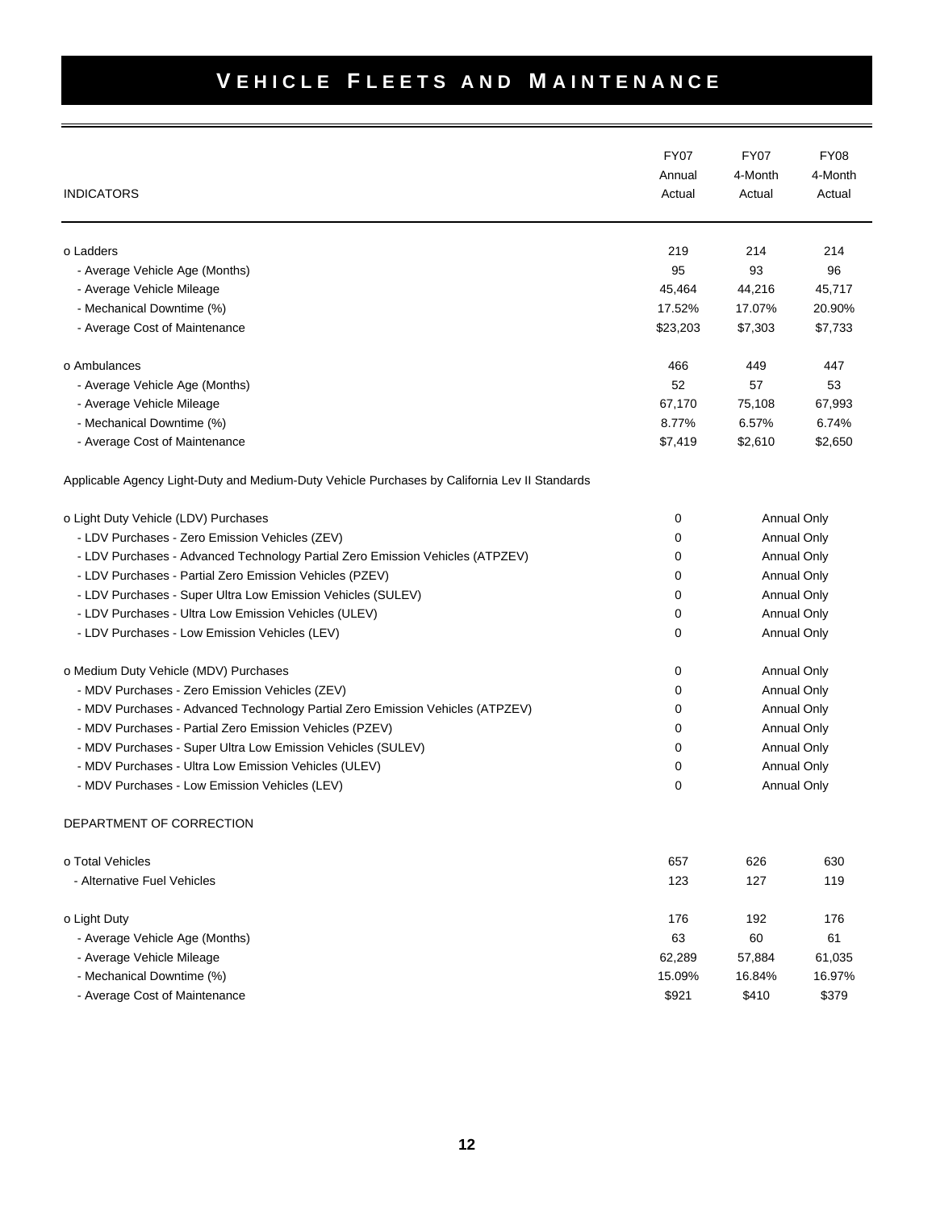# VEHICLE FLEETS AND MAINTENANCE

| INDICATORS | FY07 Annual Actual | FY07 4-Month Actual | FY08 4-Month Actual |
|---|---|---|---|
| o Ladders | 219 | 214 | 214 |
| - Average Vehicle Age (Months) | 95 | 93 | 96 |
| - Average Vehicle Mileage | 45,464 | 44,216 | 45,717 |
| - Mechanical Downtime (%) | 17.52% | 17.07% | 20.90% |
| - Average Cost of Maintenance | $23,203 | $7,303 | $7,733 |
| o Ambulances | 466 | 449 | 447 |
| - Average Vehicle Age (Months) | 52 | 57 | 53 |
| - Average Vehicle Mileage | 67,170 | 75,108 | 67,993 |
| - Mechanical Downtime (%) | 8.77% | 6.57% | 6.74% |
| - Average Cost of Maintenance | $7,419 | $2,610 | $2,650 |
| Applicable Agency Light-Duty and Medium-Duty Vehicle Purchases by California Lev II Standards | | | |
| o Light Duty Vehicle (LDV) Purchases | 0 | Annual Only | |
| - LDV Purchases - Zero Emission Vehicles (ZEV) | 0 | Annual Only | |
| - LDV Purchases - Advanced Technology Partial Zero Emission Vehicles (ATPZEV) | 0 | Annual Only | |
| - LDV Purchases - Partial Zero Emission Vehicles (PZEV) | 0 | Annual Only | |
| - LDV Purchases - Super Ultra Low Emission Vehicles (SULEV) | 0 | Annual Only | |
| - LDV Purchases - Ultra Low Emission Vehicles (ULEV) | 0 | Annual Only | |
| - LDV Purchases - Low Emission Vehicles (LEV) | 0 | Annual Only | |
| o Medium Duty Vehicle (MDV) Purchases | 0 | Annual Only | |
| - MDV Purchases - Zero Emission Vehicles (ZEV) | 0 | Annual Only | |
| - MDV Purchases - Advanced Technology Partial Zero Emission Vehicles (ATPZEV) | 0 | Annual Only | |
| - MDV Purchases - Partial Zero Emission Vehicles (PZEV) | 0 | Annual Only | |
| - MDV Purchases - Super Ultra Low Emission Vehicles (SULEV) | 0 | Annual Only | |
| - MDV Purchases - Ultra Low Emission Vehicles (ULEV) | 0 | Annual Only | |
| - MDV Purchases - Low Emission Vehicles (LEV) | 0 | Annual Only | |
| DEPARTMENT OF CORRECTION | | | |
| o Total Vehicles | 657 | 626 | 630 |
| - Alternative Fuel Vehicles | 123 | 127 | 119 |
| o Light Duty | 176 | 192 | 176 |
| - Average Vehicle Age (Months) | 63 | 60 | 61 |
| - Average Vehicle Mileage | 62,289 | 57,884 | 61,035 |
| - Mechanical Downtime (%) | 15.09% | 16.84% | 16.97% |
| - Average Cost of Maintenance | $921 | $410 | $379 |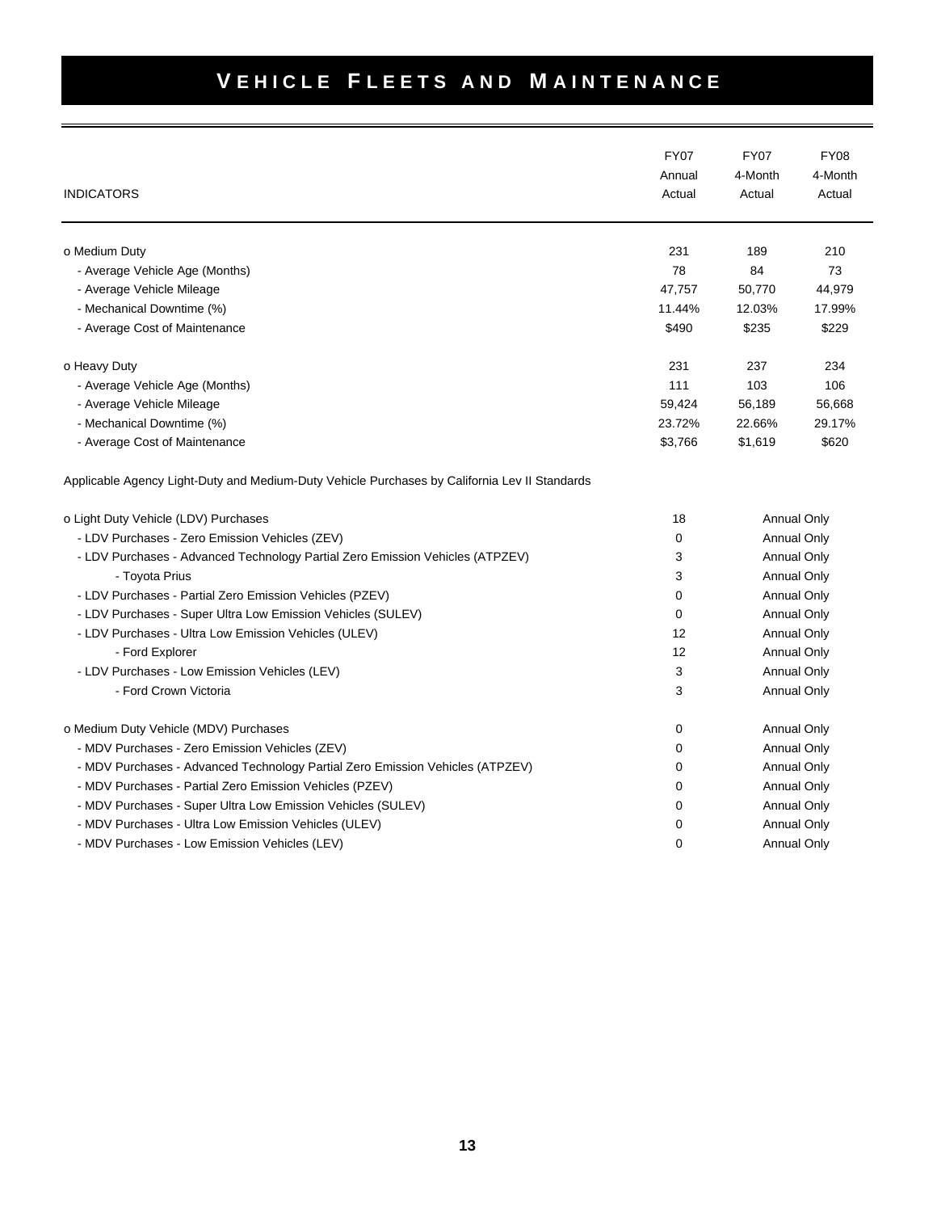# VEHICLE FLEETS AND MAINTENANCE

| INDICATORS | FY07 Annual Actual | FY07 4-Month Actual | FY08 4-Month Actual |
|---|---|---|---|
| o Medium Duty | 231 | 189 | 210 |
| - Average Vehicle Age (Months) | 78 | 84 | 73 |
| - Average Vehicle Mileage | 47,757 | 50,770 | 44,979 |
| - Mechanical Downtime (%) | 11.44% | 12.03% | 17.99% |
| - Average Cost of Maintenance | $490 | $235 | $229 |
| | | | |
| o Heavy Duty | 231 | 237 | 234 |
| - Average Vehicle Age (Months) | 111 | 103 | 106 |
| - Average Vehicle Mileage | 59,424 | 56,189 | 56,668 |
| - Mechanical Downtime (%) | 23.72% | 22.66% | 29.17% |
| - Average Cost of Maintenance | $3,766 | $1,619 | $620 |
| | | | |
| Applicable Agency Light-Duty and Medium-Duty Vehicle Purchases by California Lev II Standards | | | |
| | | | |
| o Light Duty Vehicle (LDV) Purchases | 18 | Annual Only | |
| - LDV Purchases - Zero Emission Vehicles (ZEV) | 0 | Annual Only | |
| - LDV Purchases - Advanced Technology Partial Zero Emission Vehicles (ATPZEV) | 3 | Annual Only | |
| - Toyota Prius | 3 | Annual Only | |
| - LDV Purchases - Partial Zero Emission Vehicles (PZEV) | 0 | Annual Only | |
| - LDV Purchases - Super Ultra Low Emission Vehicles (SULEV) | 0 | Annual Only | |
| - LDV Purchases - Ultra Low Emission Vehicles (ULEV) | 12 | Annual Only | |
| - Ford Explorer | 12 | Annual Only | |
| - LDV Purchases - Low Emission Vehicles (LEV) | 3 | Annual Only | |
| - Ford Crown Victoria | 3 | Annual Only | |
| | | | |
| o Medium Duty Vehicle (MDV) Purchases | 0 | Annual Only | |
| - MDV Purchases - Zero Emission Vehicles (ZEV) | 0 | Annual Only | |
| - MDV Purchases - Advanced Technology Partial Zero Emission Vehicles (ATPZEV) | 0 | Annual Only | |
| - MDV Purchases - Partial Zero Emission Vehicles (PZEV) | 0 | Annual Only | |
| - MDV Purchases - Super Ultra Low Emission Vehicles (SULEV) | 0 | Annual Only | |
| - MDV Purchases - Ultra Low Emission Vehicles (ULEV) | 0 | Annual Only | |
| - MDV Purchases - Low Emission Vehicles (LEV) | 0 | Annual Only | |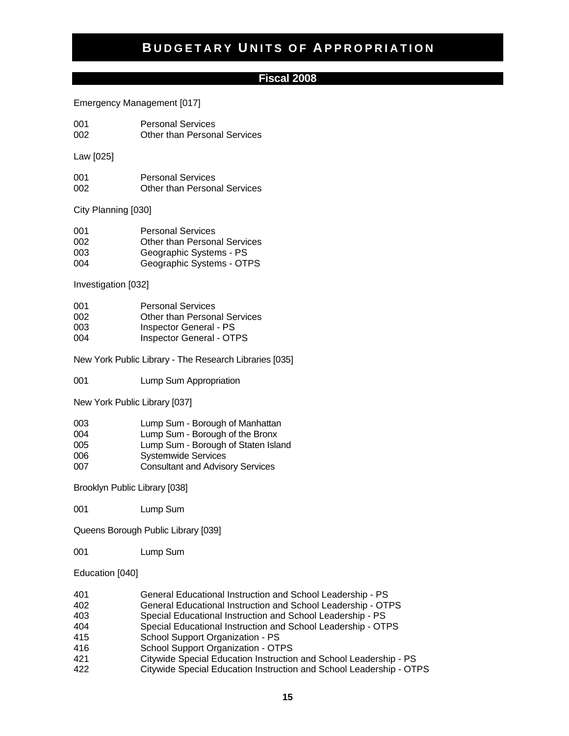# Budgetary Units of Appropriation

## Fiscal 2008

Emergency Management [017]

| | |
|---|---|
| 001 | Personal Services |
| 002 | Other than Personal Services |

Law [025]

| | |
|---|---|
| 001 | Personal Services |
| 002 | Other than Personal Services |

City Planning [030]

| | |
|---|---|
| 001 | Personal Services |
| 002 | Other than Personal Services |
| 003 | Geographic Systems - PS |
| 004 | Geographic Systems - OTPS |

Investigation [032]

| | |
|---|---|
| 001 | Personal Services |
| 002 | Other than Personal Services |
| 003 | Inspector General - PS |
| 004 | Inspector General - OTPS |

New York Public Library - The Research Libraries [035]

| | |
|---|---|
| 001 | Lump Sum Appropriation |

New York Public Library [037]

| | |
|---|---|
| 003 | Lump Sum - Borough of Manhattan |
| 004 | Lump Sum - Borough of the Bronx |
| 005 | Lump Sum - Borough of Staten Island |
| 006 | Systemwide Services |
| 007 | Consultant and Advisory Services |

Brooklyn Public Library [038]

| | |
|---|---|
| 001 | Lump Sum |

Queens Borough Public Library [039]

| | |
|---|---|
| 001 | Lump Sum |

Education [040]

| | |
|---|---|
| 401 | General Educational Instruction and School Leadership - PS |
| 402 | General Educational Instruction and School Leadership - OTPS |
| 403 | Special Educational Instruction and School Leadership - PS |
| 404 | Special Educational Instruction and School Leadership - OTPS |
| 415 | School Support Organization - PS |
| 416 | School Support Organization - OTPS |
| 421 | Citywide Special Education Instruction and School Leadership - PS |
| 422 | Citywide Special Education Instruction and School Leadership - OTPS |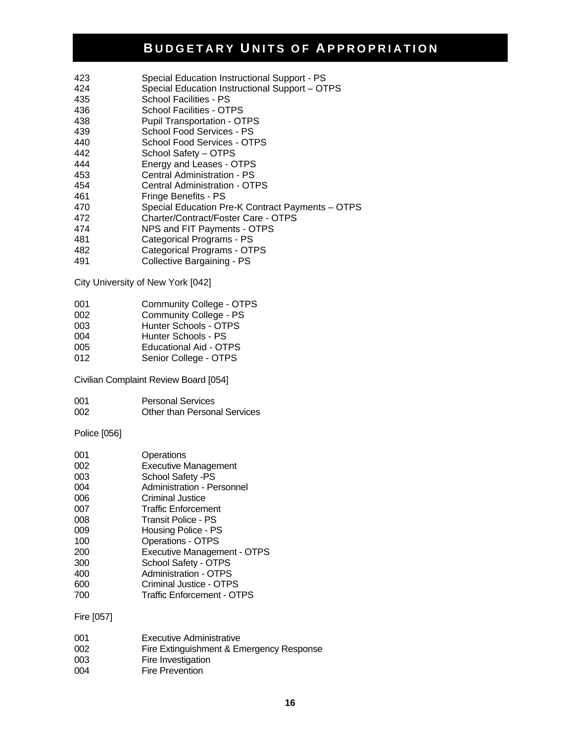# BUDGETARY UNITS OF APPROPRIATION

| | |
|---|---|
| 423 | Special Education Instructional Support - PS |
| 424 | Special Education Instructional Support – OTPS |
| 435 | School Facilities - PS |
| 436 | School Facilities - OTPS |
| 438 | Pupil Transportation - OTPS |
| 439 | School Food Services - PS |
| 440 | School Food Services - OTPS |
| 442 | School Safety – OTPS |
| 444 | Energy and Leases - OTPS |
| 453 | Central Administration - PS |
| 454 | Central Administration - OTPS |
| 461 | Fringe Benefits - PS |
| 470 | Special Education Pre-K Contract Payments – OTPS |
| 472 | Charter/Contract/Foster Care - OTPS |
| 474 | NPS and FIT Payments - OTPS |
| 481 | Categorical Programs - PS |
| 482 | Categorical Programs - OTPS |
| 491 | Collective Bargaining - PS |

City University of New York [042]

| | |
|---|---|
| 001 | Community College - OTPS |
| 002 | Community College - PS |
| 003 | Hunter Schools - OTPS |
| 004 | Hunter Schools - PS |
| 005 | Educational Aid - OTPS |
| 012 | Senior College - OTPS |

Civilian Complaint Review Board [054]

| | |
|---|---|
| 001 | Personal Services |
| 002 | Other than Personal Services |

Police [056]

| | |
|---|---|
| 001 | Operations |
| 002 | Executive Management |
| 003 | School Safety -PS |
| 004 | Administration - Personnel |
| 006 | Criminal Justice |
| 007 | Traffic Enforcement |
| 008 | Transit Police - PS |
| 009 | Housing Police - PS |
| 100 | Operations - OTPS |
| 200 | Executive Management - OTPS |
| 300 | School Safety - OTPS |
| 400 | Administration - OTPS |
| 600 | Criminal Justice - OTPS |
| 700 | Traffic Enforcement - OTPS |

Fire [057]

| | |
|---|---|
| 001 | Executive Administrative |
| 002 | Fire Extinguishment & Emergency Response |
| 003 | Fire Investigation |
| 004 | Fire Prevention |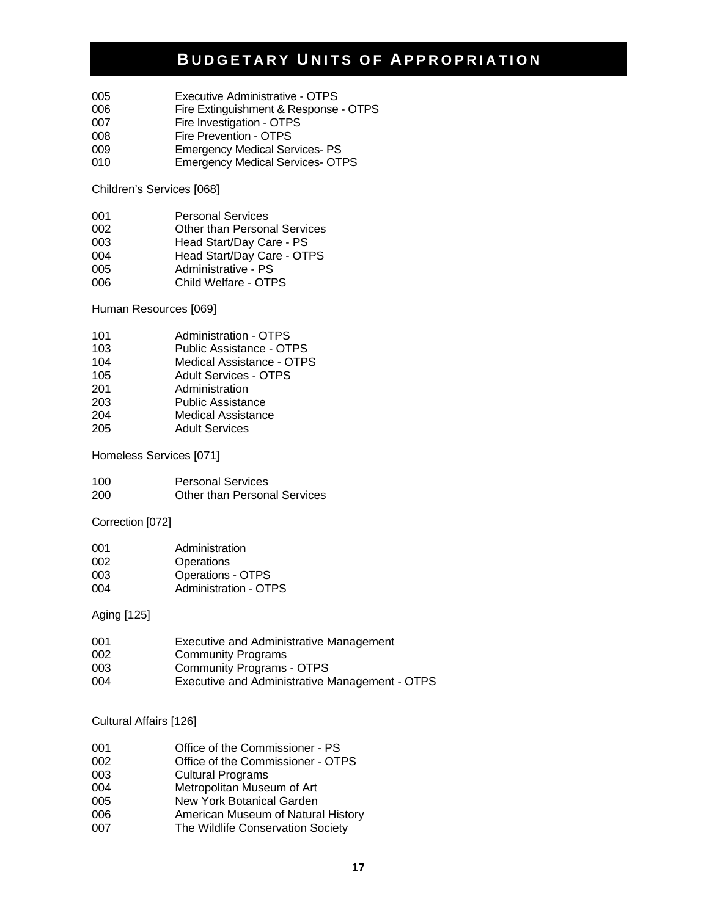# Budgetary Units of Appropriation

005 Executive Administrative - OTPS
006 Fire Extinguishment & Response - OTPS
007 Fire Investigation - OTPS
008 Fire Prevention - OTPS
009 Emergency Medical Services- PS
010 Emergency Medical Services- OTPS

Children's Services [068]

001 Personal Services
002 Other than Personal Services
003 Head Start/Day Care - PS
004 Head Start/Day Care - OTPS
005 Administrative - PS
006 Child Welfare - OTPS

Human Resources [069]

101 Administration - OTPS
103 Public Assistance - OTPS
104 Medical Assistance - OTPS
105 Adult Services - OTPS
201 Administration
203 Public Assistance
204 Medical Assistance
205 Adult Services

Homeless Services [071]

100 Personal Services
200 Other than Personal Services

Correction [072]

001 Administration
002 Operations
003 Operations - OTPS
004 Administration - OTPS

Aging [125]

001 Executive and Administrative Management
002 Community Programs
003 Community Programs - OTPS
004 Executive and Administrative Management - OTPS

Cultural Affairs [126]

001 Office of the Commissioner - PS
002 Office of the Commissioner - OTPS
003 Cultural Programs
004 Metropolitan Museum of Art
005 New York Botanical Garden
006 American Museum of Natural History
007 The Wildlife Conservation Society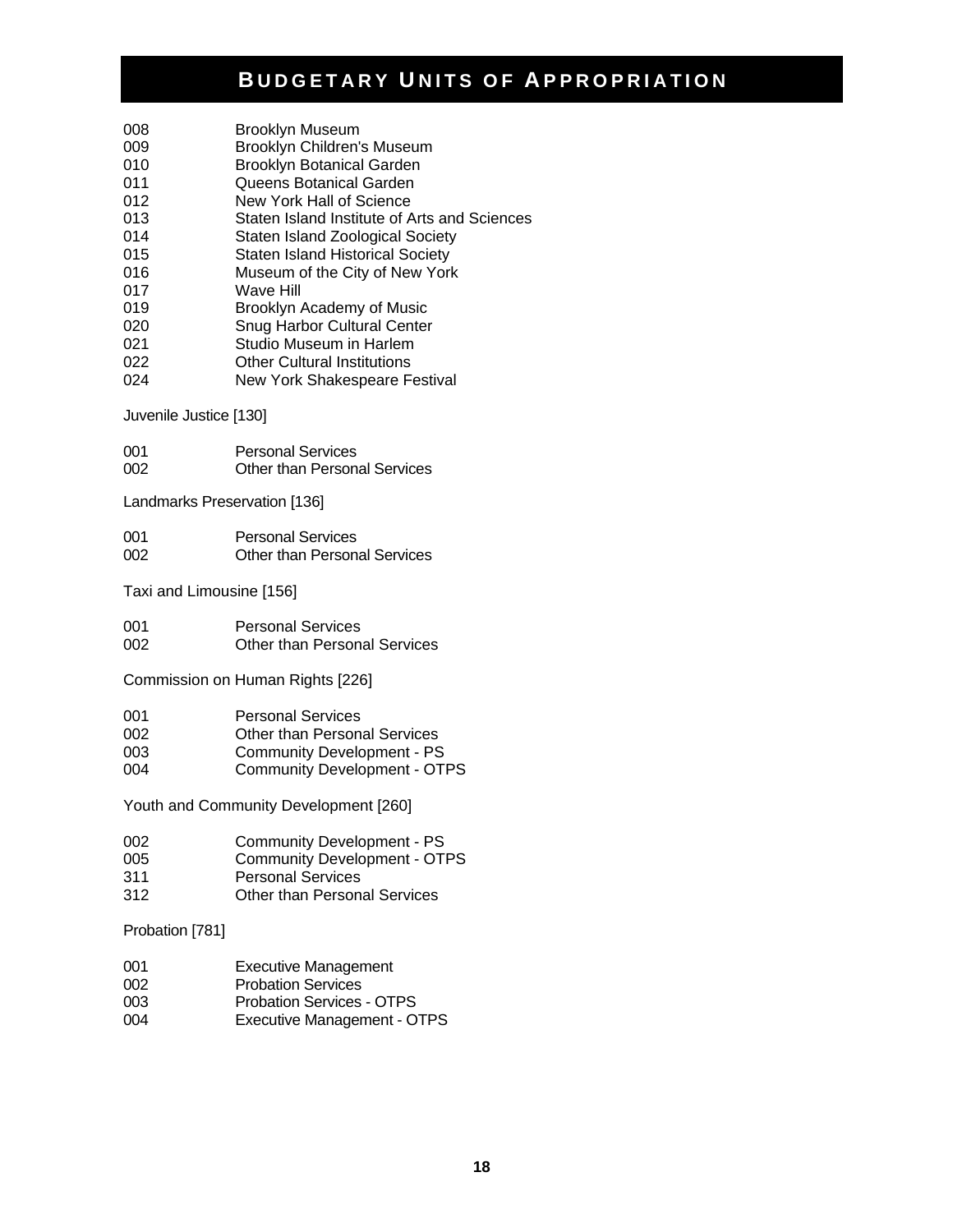# BUDGETARY UNITS OF APPROPRIATION

| | |
|---|---|
| 008 | Brooklyn Museum |
| 009 | Brooklyn Children's Museum |
| 010 | Brooklyn Botanical Garden |
| 011 | Queens Botanical Garden |
| 012 | New York Hall of Science |
| 013 | Staten Island Institute of Arts and Sciences |
| 014 | Staten Island Zoological Society |
| 015 | Staten Island Historical Society |
| 016 | Museum of the City of New York |
| 017 | Wave Hill |
| 019 | Brooklyn Academy of Music |
| 020 | Snug Harbor Cultural Center |
| 021 | Studio Museum in Harlem |
| 022 | Other Cultural Institutions |
| 024 | New York Shakespeare Festival |

Juvenile Justice [130]

| | |
|---|---|
| 001 | Personal Services |
| 002 | Other than Personal Services |

Landmarks Preservation [136]

| | |
|---|---|
| 001 | Personal Services |
| 002 | Other than Personal Services |

Taxi and Limousine [156]

| | |
|---|---|
| 001 | Personal Services |
| 002 | Other than Personal Services |

Commission on Human Rights [226]

| | |
|---|---|
| 001 | Personal Services |
| 002 | Other than Personal Services |
| 003 | Community Development - PS |
| 004 | Community Development - OTPS |

Youth and Community Development [260]

| | |
|---|---|
| 002 | Community Development - PS |
| 005 | Community Development - OTPS |
| 311 | Personal Services |
| 312 | Other than Personal Services |

Probation [781]

| | |
|---|---|
| 001 | Executive Management |
| 002 | Probation Services |
| 003 | Probation Services - OTPS |
| 004 | Executive Management - OTPS |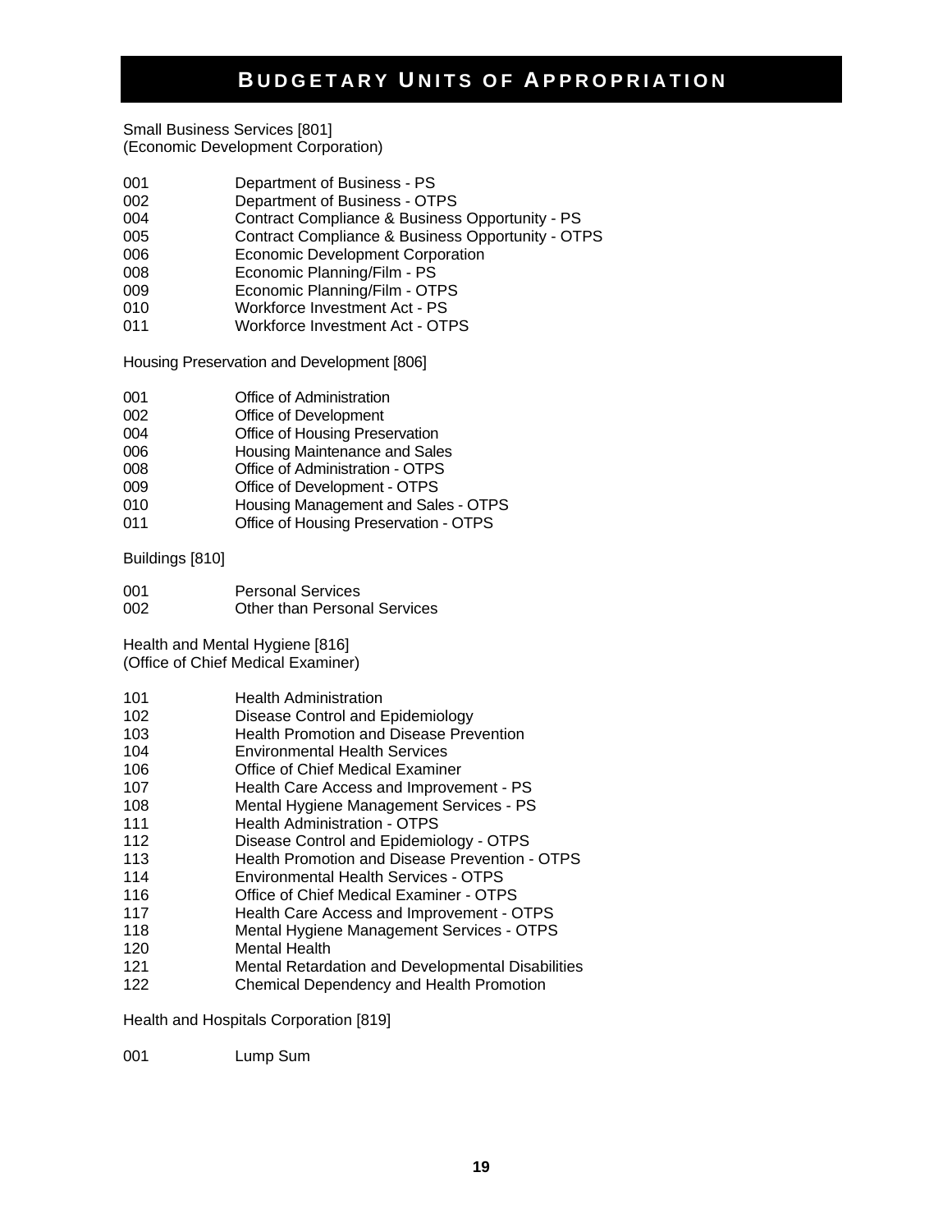# Budgetary Units of Appropriation

Small Business Services [801]
(Economic Development Corporation)

| | |
|---|---|
| 001 | Department of Business - PS |
| 002 | Department of Business - OTPS |
| 004 | Contract Compliance & Business Opportunity - PS |
| 005 | Contract Compliance & Business Opportunity - OTPS |
| 006 | Economic Development Corporation |
| 008 | Economic Planning/Film - PS |
| 009 | Economic Planning/Film - OTPS |
| 010 | Workforce Investment Act - PS |
| 011 | Workforce Investment Act - OTPS |

Housing Preservation and Development [806]

| | |
|---|---|
| 001 | Office of Administration |
| 002 | Office of Development |
| 004 | Office of Housing Preservation |
| 006 | Housing Maintenance and Sales |
| 008 | Office of Administration - OTPS |
| 009 | Office of Development - OTPS |
| 010 | Housing Management and Sales - OTPS |
| 011 | Office of Housing Preservation - OTPS |

Buildings [810]

| | |
|---|---|
| 001 | Personal Services |
| 002 | Other than Personal Services |

Health and Mental Hygiene [816]
(Office of Chief Medical Examiner)

| | |
|---|---|
| 101 | Health Administration |
| 102 | Disease Control and Epidemiology |
| 103 | Health Promotion and Disease Prevention |
| 104 | Environmental Health Services |
| 106 | Office of Chief Medical Examiner |
| 107 | Health Care Access and Improvement - PS |
| 108 | Mental Hygiene Management Services - PS |
| 111 | Health Administration - OTPS |
| 112 | Disease Control and Epidemiology - OTPS |
| 113 | Health Promotion and Disease Prevention - OTPS |
| 114 | Environmental Health Services - OTPS |
| 116 | Office of Chief Medical Examiner - OTPS |
| 117 | Health Care Access and Improvement - OTPS |
| 118 | Mental Hygiene Management Services - OTPS |
| 120 | Mental Health |
| 121 | Mental Retardation and Developmental Disabilities |
| 122 | Chemical Dependency and Health Promotion |

Health and Hospitals Corporation [819]

| | |
|---|---|
| 001 | Lump Sum |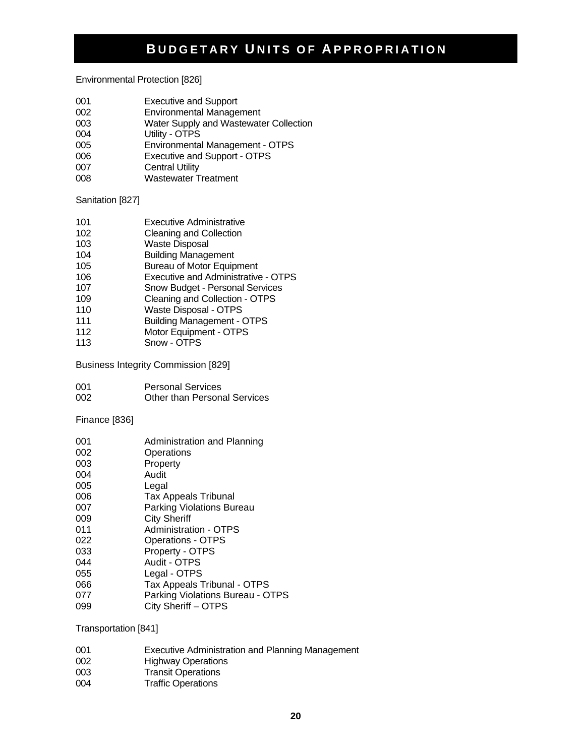# BUDGETARY UNITS OF APPROPRIATION

Environmental Protection [826]

| | |
|---|---|
| 001 | Executive and Support |
| 002 | Environmental Management |
| 003 | Water Supply and Wastewater Collection |
| 004 | Utility - OTPS |
| 005 | Environmental Management - OTPS |
| 006 | Executive and Support - OTPS |
| 007 | Central Utility |
| 008 | Wastewater Treatment |

Sanitation [827]

| | |
|---|---|
| 101 | Executive Administrative |
| 102 | Cleaning and Collection |
| 103 | Waste Disposal |
| 104 | Building Management |
| 105 | Bureau of Motor Equipment |
| 106 | Executive and Administrative - OTPS |
| 107 | Snow Budget - Personal Services |
| 109 | Cleaning and Collection - OTPS |
| 110 | Waste Disposal - OTPS |
| 111 | Building Management - OTPS |
| 112 | Motor Equipment - OTPS |
| 113 | Snow - OTPS |

Business Integrity Commission [829]

| | |
|---|---|
| 001 | Personal Services |
| 002 | Other than Personal Services |

Finance [836]

| | |
|---|---|
| 001 | Administration and Planning |
| 002 | Operations |
| 003 | Property |
| 004 | Audit |
| 005 | Legal |
| 006 | Tax Appeals Tribunal |
| 007 | Parking Violations Bureau |
| 009 | City Sheriff |
| 011 | Administration - OTPS |
| 022 | Operations - OTPS |
| 033 | Property - OTPS |
| 044 | Audit - OTPS |
| 055 | Legal - OTPS |
| 066 | Tax Appeals Tribunal - OTPS |
| 077 | Parking Violations Bureau - OTPS |
| 099 | City Sheriff – OTPS |

Transportation [841]

| | |
|---|---|
| 001 | Executive Administration and Planning Management |
| 002 | Highway Operations |
| 003 | Transit Operations |
| 004 | Traffic Operations |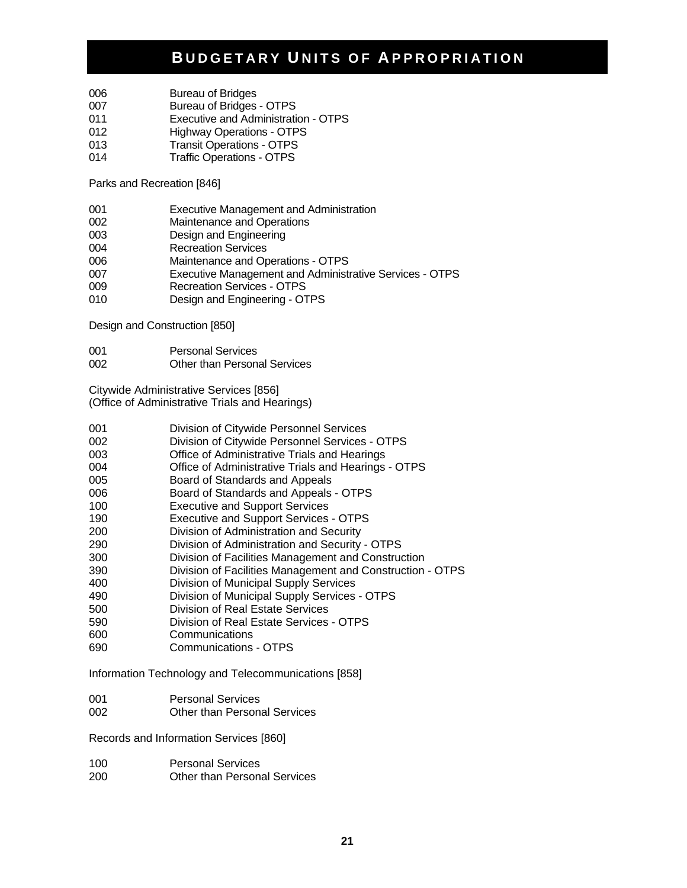# BUDGETARY UNITS OF APPROPRIATION

006 Bureau of Bridges
007 Bureau of Bridges - OTPS
011 Executive and Administration - OTPS
012 Highway Operations - OTPS
013 Transit Operations - OTPS
014 Traffic Operations - OTPS

Parks and Recreation [846]

001 Executive Management and Administration
002 Maintenance and Operations
003 Design and Engineering
004 Recreation Services
006 Maintenance and Operations - OTPS
007 Executive Management and Administrative Services - OTPS
009 Recreation Services - OTPS
010 Design and Engineering - OTPS

Design and Construction [850]

001 Personal Services
002 Other than Personal Services

Citywide Administrative Services [856]
(Office of Administrative Trials and Hearings)

001 Division of Citywide Personnel Services
002 Division of Citywide Personnel Services - OTPS
003 Office of Administrative Trials and Hearings
004 Office of Administrative Trials and Hearings - OTPS
005 Board of Standards and Appeals
006 Board of Standards and Appeals - OTPS
100 Executive and Support Services
190 Executive and Support Services - OTPS
200 Division of Administration and Security
290 Division of Administration and Security - OTPS
300 Division of Facilities Management and Construction
390 Division of Facilities Management and Construction - OTPS
400 Division of Municipal Supply Services
490 Division of Municipal Supply Services - OTPS
500 Division of Real Estate Services
590 Division of Real Estate Services - OTPS
600 Communications
690 Communications - OTPS

Information Technology and Telecommunications [858]

001 Personal Services
002 Other than Personal Services

Records and Information Services [860]

100 Personal Services
200 Other than Personal Services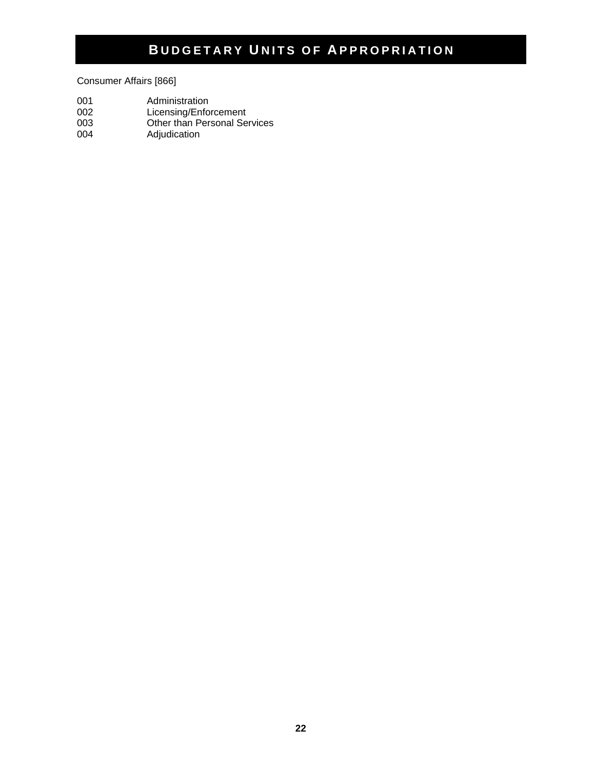# BUDGETARY UNITS OF APPROPRIATION

Consumer Affairs [866]

| | |
|---|---|
| 001 | Administration |
| 002 | Licensing/Enforcement |
| 003 | Other than Personal Services |
| 004 | Adjudication |